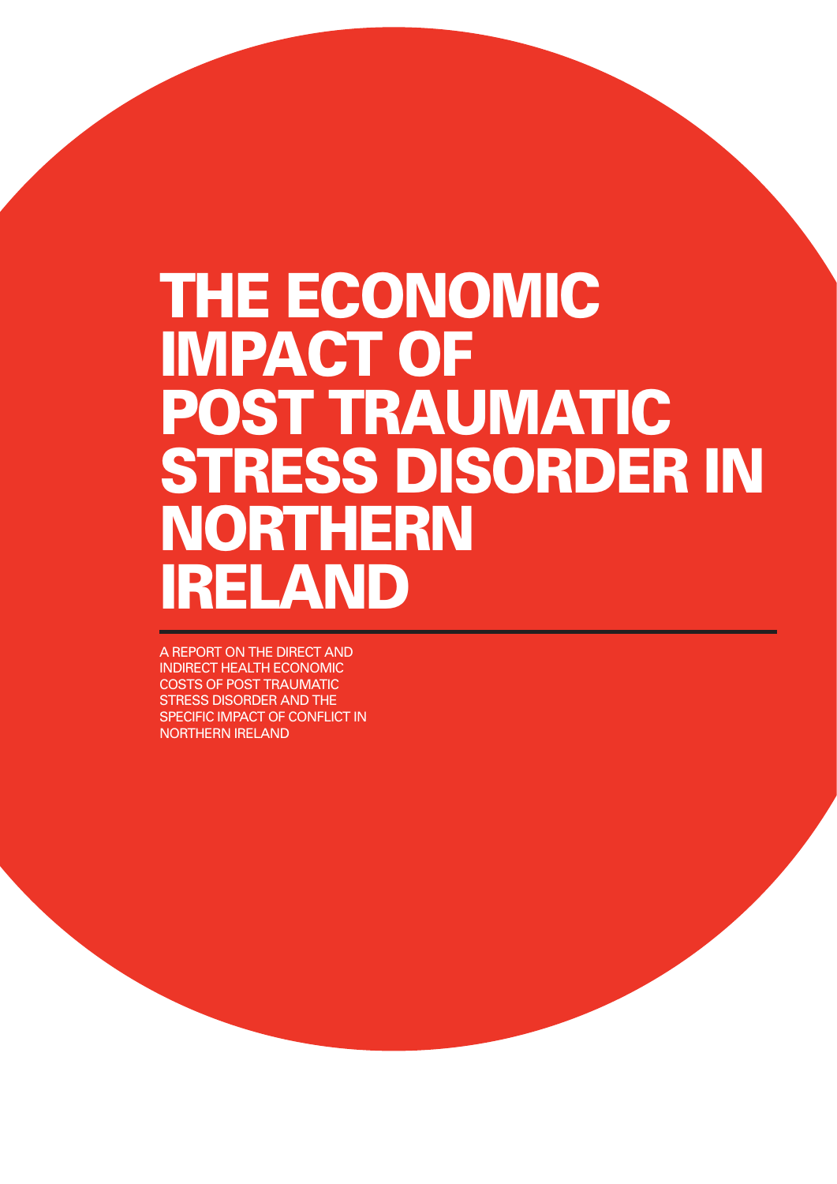# THE ECONOMIC IMPACT OF POST TRAUMATIC STRESS DISORDER IN NORTHERN IRELAND

A REPORT ON THE DIRECT AND INDIRECT HEALTH ECONOMIC COSTS OF POST TRAUMATIC STRESS DISORDER AND THE SPECIFIC IMPACT OF CONFLICT IN NORTHERN IRELAND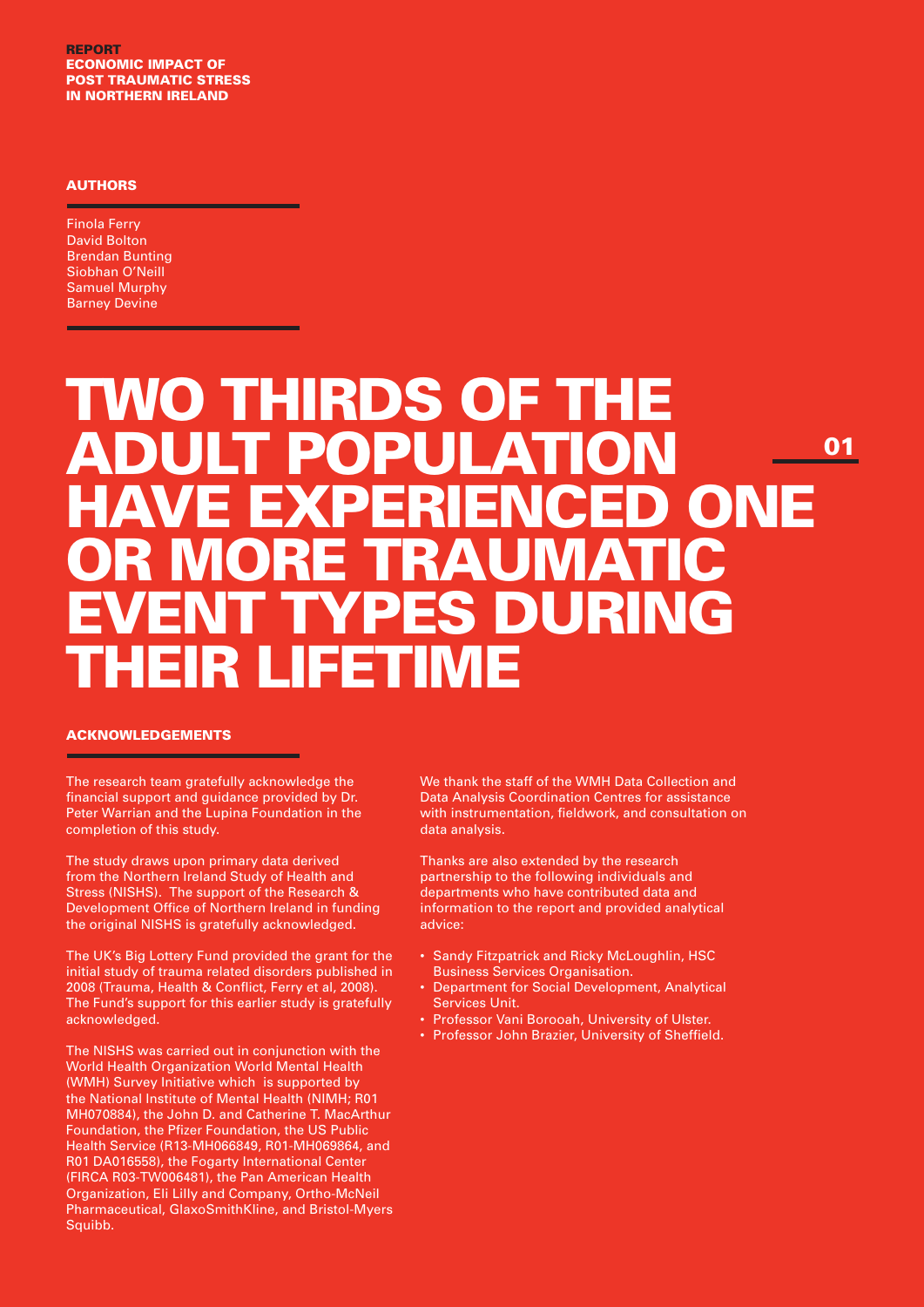REPORT
ECONOMIC IMPACT OF POST TRAUMATIC STRESS IN NORTHERN IRELAND

## AUTHORS

Finola Ferry
David Bolton
Brendan Bunting
Siobhan O'Neill
Samuel Murphy
Barney Devine

# TWO THIRDS OF THE ADULT POPULATION HAVE EXPERIENCED ONE OR MORE TRAUMATIC EVENT TYPES DURING THEIR LIFETIME

## ACKNOWLEDGEMENTS

The research team gratefully acknowledge the financial support and guidance provided by Dr. Peter Warrian and the Lupina Foundation in the completion of this study.

The study draws upon primary data derived from the Northern Ireland Study of Health and Stress (NISHS). The support of the Research & Development Office of Northern Ireland in funding the original NISHS is gratefully acknowledged.

The UK's Big Lottery Fund provided the grant for the initial study of trauma related disorders published in 2008 (Trauma, Health & Conflict, Ferry et al, 2008). The Fund's support for this earlier study is gratefully acknowledged.

The NISHS was carried out in conjunction with the World Health Organization World Mental Health (WMH) Survey Initiative which is supported by the National Institute of Mental Health (NIMH; R01 MH070884), the John D. and Catherine T. MacArthur Foundation, the Pfizer Foundation, the US Public Health Service (R13-MH066849, R01-MH069864, and R01 DA016558), the Fogarty International Center (FIRCA R03-TW006481), the Pan American Health Organization, Eli Lilly and Company, Ortho-McNeil Pharmaceutical, GlaxoSmithKline, and Bristol-Myers Squibb.

We thank the staff of the WMH Data Collection and Data Analysis Coordination Centres for assistance with instrumentation, fieldwork, and consultation on data analysis.

Thanks are also extended by the research partnership to the following individuals and departments who have contributed data and information to the report and provided analytical advice:

- Sandy Fitzpatrick and Ricky McLoughlin, HSC Business Services Organisation.
- Department for Social Development, Analytical Services Unit.
- Professor Vani Borooah, University of Ulster.
- Professor John Brazier, University of Sheffield.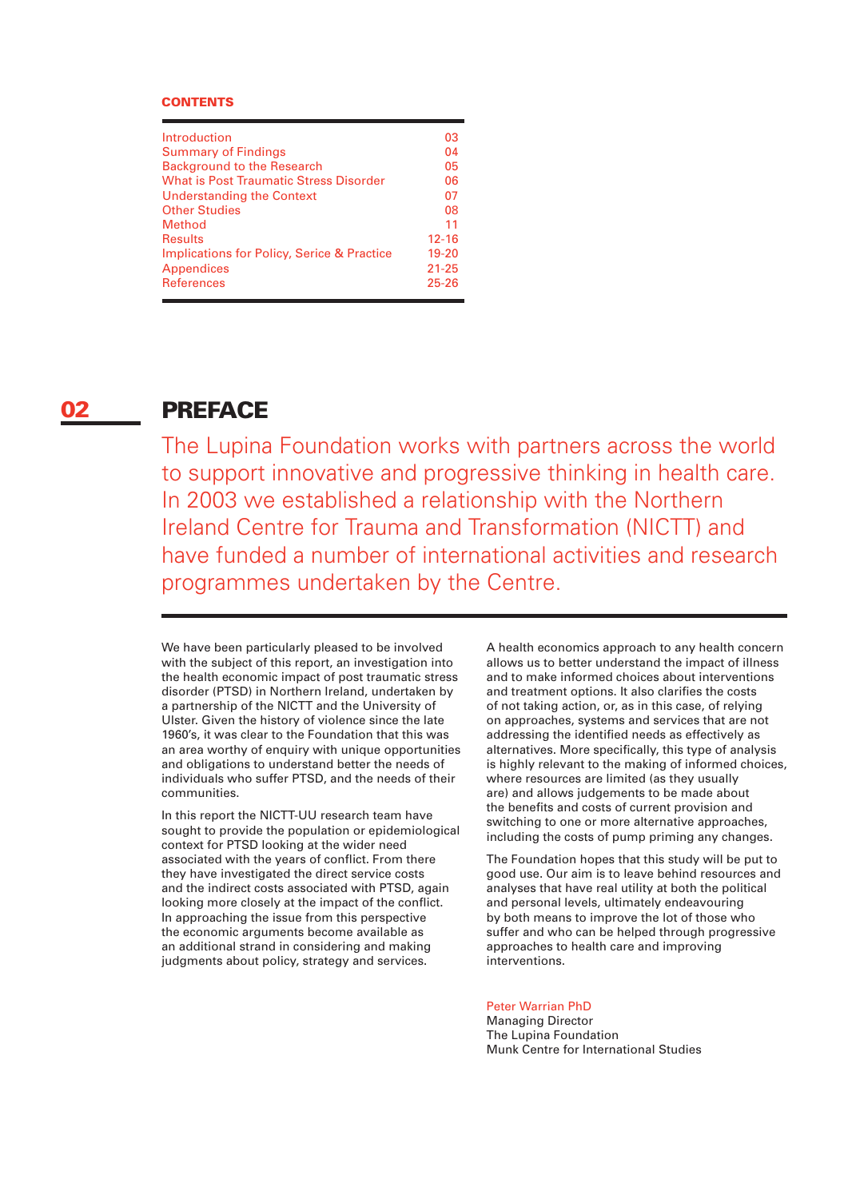## CONTENTS

| | |
|---|---|
| Introduction | 03 |
| Summary of Findings | 04 |
| Background to the Research | 05 |
| What is Post Traumatic Stress Disorder | 06 |
| Understanding the Context | 07 |
| Other Studies | 08 |
| Method | 11 |
| Results | 12-16 |
| Implications for Policy, Serice & Practice | 19-20 |
| Appendices | 21-25 |
| References | 25-26 |

# PREFACE

The Lupina Foundation works with partners across the world to support innovative and progressive thinking in health care. In 2003 we established a relationship with the Northern Ireland Centre for Trauma and Transformation (NICTT) and have funded a number of international activities and research programmes undertaken by the Centre.

We have been particularly pleased to be involved with the subject of this report, an investigation into the health economic impact of post traumatic stress disorder (PTSD) in Northern Ireland, undertaken by a partnership of the NICTT and the University of Ulster. Given the history of violence since the late 1960's, it was clear to the Foundation that this was an area worthy of enquiry with unique opportunities and obligations to understand better the needs of individuals who suffer PTSD, and the needs of their communities.

In this report the NICTT-UU research team have sought to provide the population or epidemiological context for PTSD looking at the wider need associated with the years of conflict. From there they have investigated the direct service costs and the indirect costs associated with PTSD, again looking more closely at the impact of the conflict. In approaching the issue from this perspective the economic arguments become available as an additional strand in considering and making judgments about policy, strategy and services.

A health economics approach to any health concern allows us to better understand the impact of illness and to make informed choices about interventions and treatment options. It also clarifies the costs of not taking action, or, as in this case, of relying on approaches, systems and services that are not addressing the identified needs as effectively as alternatives. More specifically, this type of analysis is highly relevant to the making of informed choices, where resources are limited (as they usually are) and allows judgements to be made about the benefits and costs of current provision and switching to one or more alternative approaches, including the costs of pump priming any changes.

The Foundation hopes that this study will be put to good use. Our aim is to leave behind resources and analyses that have real utility at both the political and personal levels, ultimately endeavouring by both means to improve the lot of those who suffer and who can be helped through progressive approaches to health care and improving interventions.

Peter Warrian PhD
Managing Director
The Lupina Foundation
Munk Centre for International Studies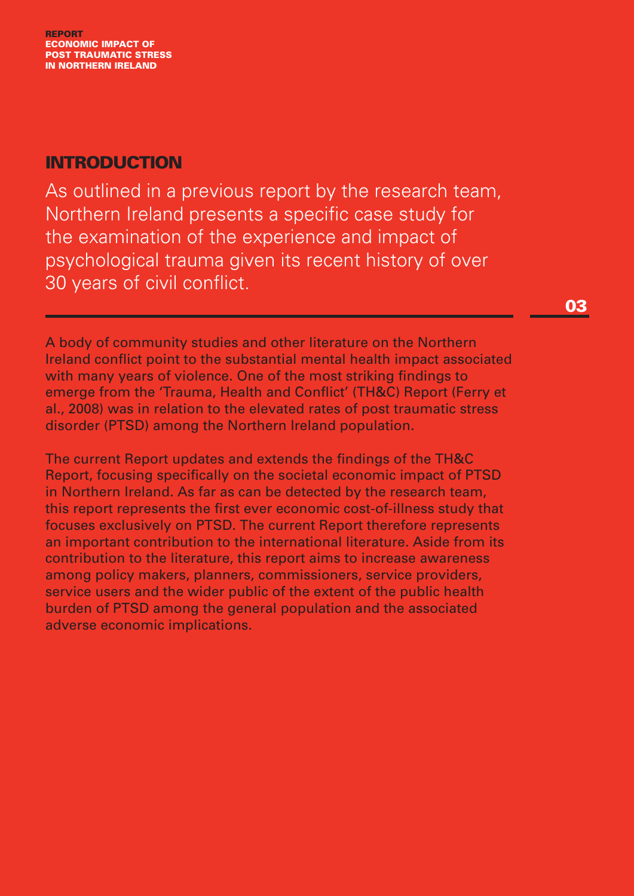## INTRODUCTION

As outlined in a previous report by the research team, Northern Ireland presents a specific case study for the examination of the experience and impact of psychological trauma given its recent history of over 30 years of civil conflict.

A body of community studies and other literature on the Northern Ireland conflict point to the substantial mental health impact associated with many years of violence. One of the most striking findings to emerge from the 'Trauma, Health and Conflict' (TH&C) Report (Ferry et al., 2008) was in relation to the elevated rates of post traumatic stress disorder (PTSD) among the Northern Ireland population.

The current Report updates and extends the findings of the TH&C Report, focusing specifically on the societal economic impact of PTSD in Northern Ireland. As far as can be detected by the research team, this report represents the first ever economic cost-of-illness study that focuses exclusively on PTSD. The current Report therefore represents an important contribution to the international literature. Aside from its contribution to the literature, this report aims to increase awareness among policy makers, planners, commissioners, service providers, service users and the wider public of the extent of the public health burden of PTSD among the general population and the associated adverse economic implications.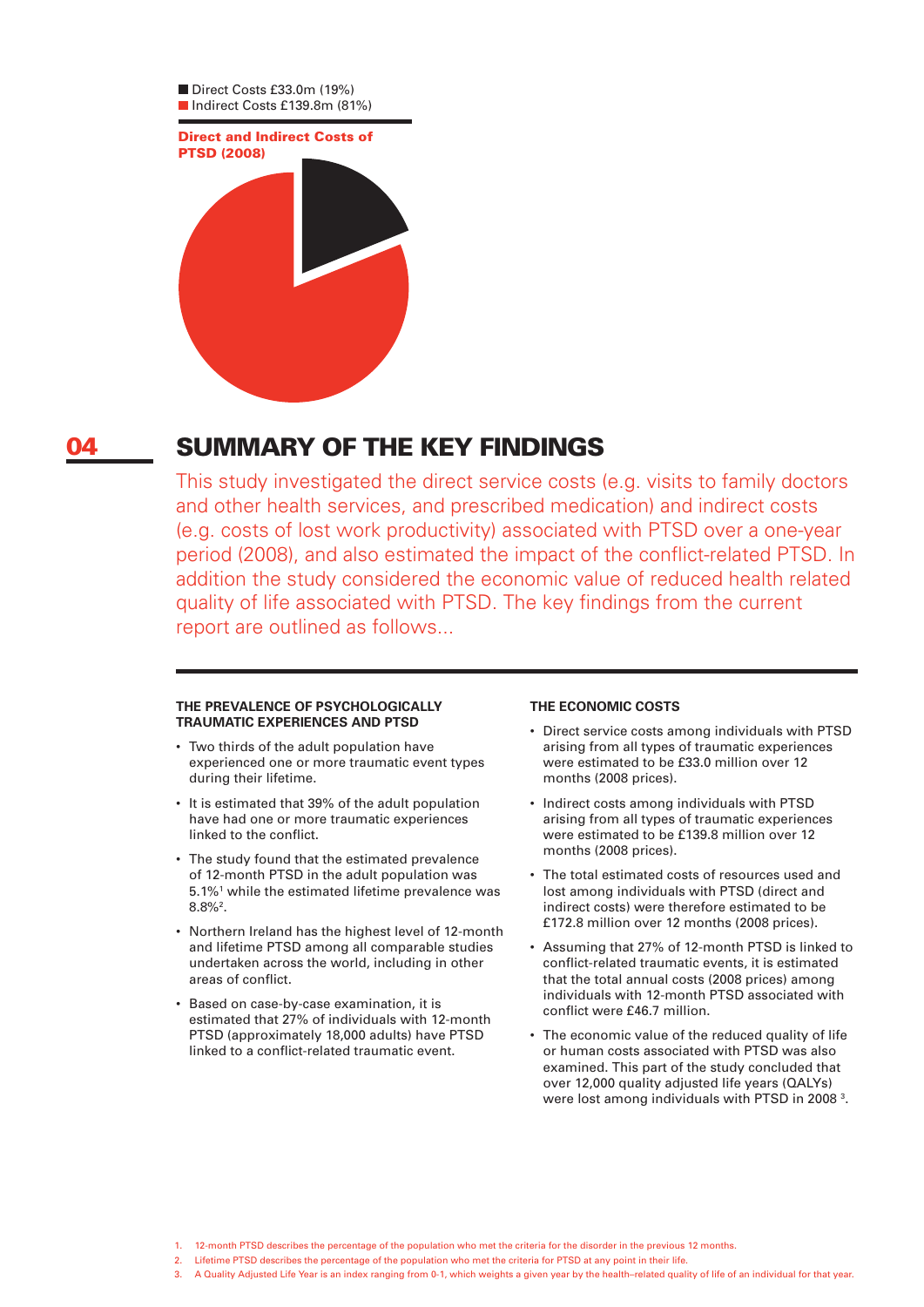■ Direct Costs £33.0m (19%)
■ Indirect Costs £139.8m (81%)

**Direct and Indirect Costs of PTSD (2008)**

## 04 SUMMARY OF THE KEY FINDINGS

This study investigated the direct service costs (e.g. visits to family doctors and other health services, and prescribed medication) and indirect costs (e.g. costs of lost work productivity) associated with PTSD over a one-year period (2008), and also estimated the impact of the conflict-related PTSD. In addition the study considered the economic value of reduced health related quality of life associated with PTSD. The key findings from the current report are outlined as follows...

### THE PREVALENCE OF PSYCHOLOGICALLY TRAUMATIC EXPERIENCES AND PTSD

- Two thirds of the adult population have experienced one or more traumatic event types during their lifetime.
- It is estimated that 39% of the adult population have had one or more traumatic experiences linked to the conflict.
- The study found that the estimated prevalence of 12-month PTSD in the adult population was 5.1%[1] while the estimated lifetime prevalence was 8.8%[2].
- Northern Ireland has the highest level of 12-month and lifetime PTSD among all comparable studies undertaken across the world, including in other areas of conflict.
- Based on case-by-case examination, it is estimated that 27% of individuals with 12-month PTSD (approximately 18,000 adults) have PTSD linked to a conflict-related traumatic event.

### THE ECONOMIC COSTS

- Direct service costs among individuals with PTSD arising from all types of traumatic experiences were estimated to be £33.0 million over 12 months (2008 prices).
- Indirect costs among individuals with PTSD arising from all types of traumatic experiences were estimated to be £139.8 million over 12 months (2008 prices).
- The total estimated costs of resources used and lost among individuals with PTSD (direct and indirect costs) were therefore estimated to be £172.8 million over 12 months (2008 prices).
- Assuming that 27% of 12-month PTSD is linked to conflict-related traumatic events, it is estimated that the total annual costs (2008 prices) among individuals with 12-month PTSD associated with conflict were £46.7 million.
- The economic value of the reduced quality of life or human costs associated with PTSD was also examined. This part of the study concluded that over 12,000 quality adjusted life years (QALYs) were lost among individuals with PTSD in 2008 [3].

1. 12-month PTSD describes the percentage of the population who met the criteria for the disorder in the previous 12 months.
2. Lifetime PTSD describes the percentage of the population who met the criteria for PTSD at any point in their life.
3. A Quality Adjusted Life Year is an index ranging from 0-1, which weights a given year by the health–related quality of life of an individual for that year.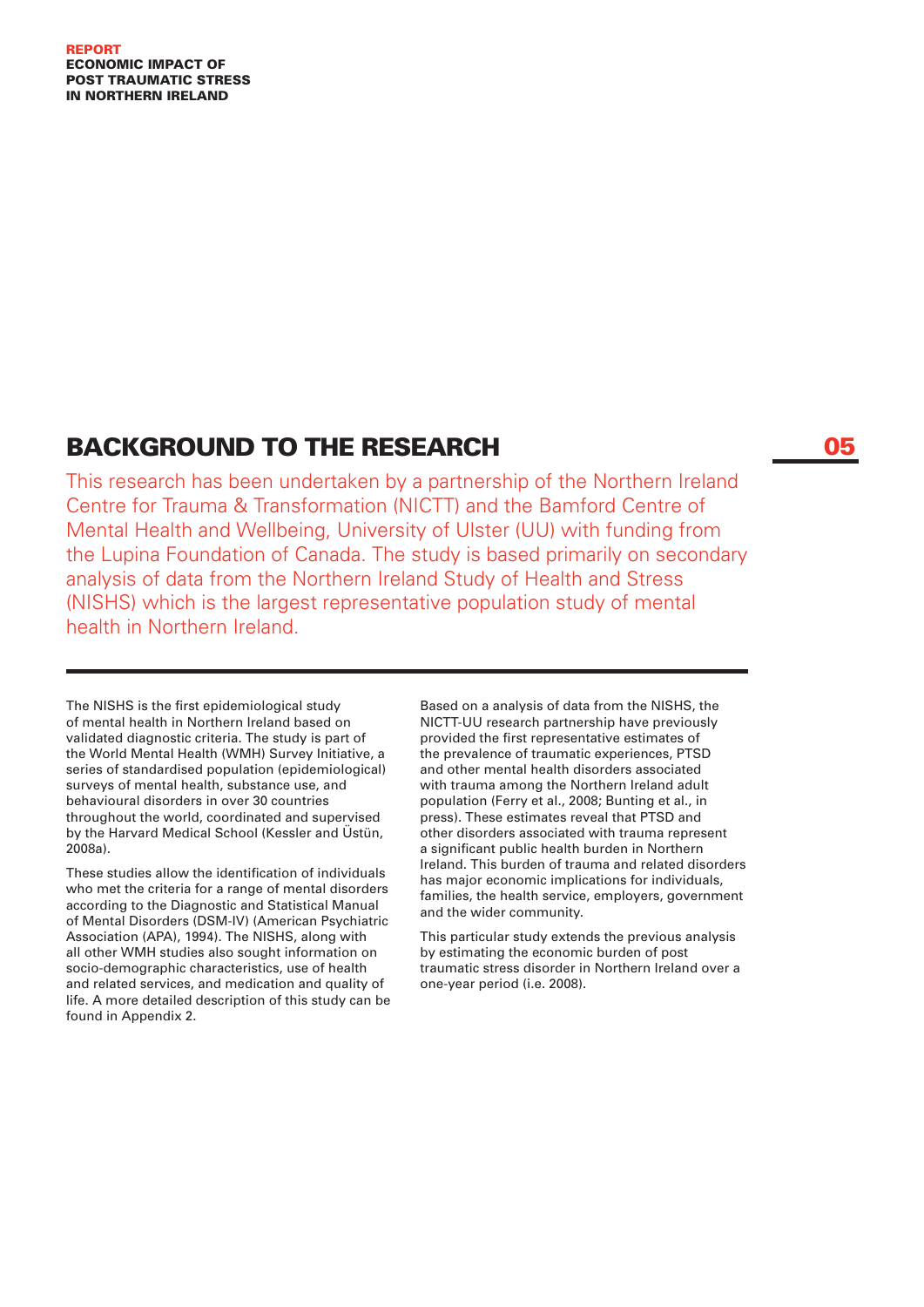## BACKGROUND TO THE RESEARCH

This research has been undertaken by a partnership of the Northern Ireland Centre for Trauma & Transformation (NICTT) and the Bamford Centre of Mental Health and Wellbeing, University of Ulster (UU) with funding from the Lupina Foundation of Canada. The study is based primarily on secondary analysis of data from the Northern Ireland Study of Health and Stress (NISHS) which is the largest representative population study of mental health in Northern Ireland.

---

The NISHS is the first epidemiological study of mental health in Northern Ireland based on validated diagnostic criteria. The study is part of the World Mental Health (WMH) Survey Initiative, a series of standardised population (epidemiological) surveys of mental health, substance use, and behavioural disorders in over 30 countries throughout the world, coordinated and supervised by the Harvard Medical School (Kessler and Üstün, 2008a).

These studies allow the identification of individuals who met the criteria for a range of mental disorders according to the Diagnostic and Statistical Manual of Mental Disorders (DSM-IV) (American Psychiatric Association (APA), 1994). The NISHS, along with all other WMH studies also sought information on socio-demographic characteristics, use of health and related services, and medication and quality of life. A more detailed description of this study can be found in Appendix 2.

Based on a analysis of data from the NISHS, the NICTT-UU research partnership have previously provided the first representative estimates of the prevalence of traumatic experiences, PTSD and other mental health disorders associated with trauma among the Northern Ireland adult population (Ferry et al., 2008; Bunting et al., in press). These estimates reveal that PTSD and other disorders associated with trauma represent a significant public health burden in Northern Ireland. This burden of trauma and related disorders has major economic implications for individuals, families, the health service, employers, government and the wider community.

This particular study extends the previous analysis by estimating the economic burden of post traumatic stress disorder in Northern Ireland over a one-year period (i.e. 2008).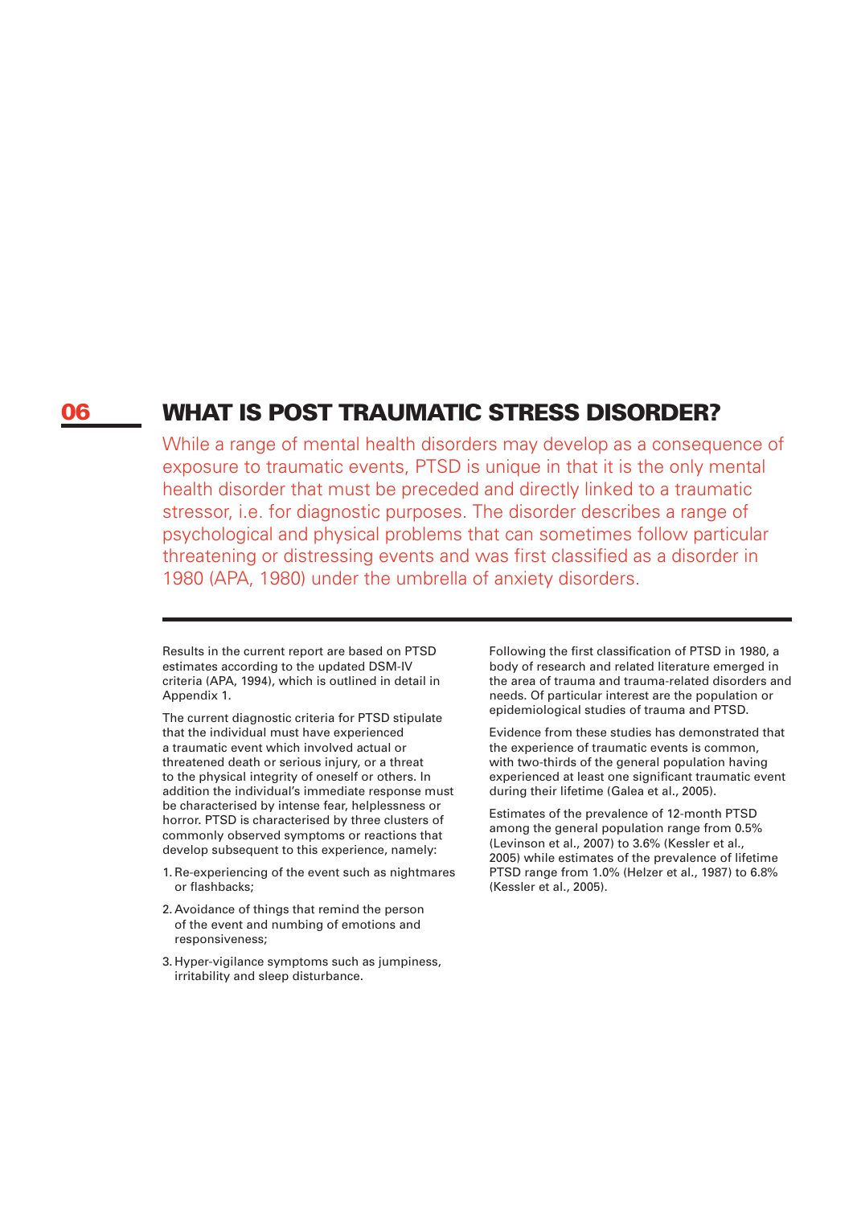# 06 WHAT IS POST TRAUMATIC STRESS DISORDER?

While a range of mental health disorders may develop as a consequence of exposure to traumatic events, PTSD is unique in that it is the only mental health disorder that must be preceded and directly linked to a traumatic stressor, i.e. for diagnostic purposes. The disorder describes a range of psychological and physical problems that can sometimes follow particular threatening or distressing events and was first classified as a disorder in 1980 (APA, 1980) under the umbrella of anxiety disorders.

Results in the current report are based on PTSD estimates according to the updated DSM-IV criteria (APA, 1994), which is outlined in detail in Appendix 1.

The current diagnostic criteria for PTSD stipulate that the individual must have experienced a traumatic event which involved actual or threatened death or serious injury, or a threat to the physical integrity of oneself or others. In addition the individual's immediate response must be characterised by intense fear, helplessness or horror. PTSD is characterised by three clusters of commonly observed symptoms or reactions that develop subsequent to this experience, namely:

1. Re-experiencing of the event such as nightmares or flashbacks;
2. Avoidance of things that remind the person of the event and numbing of emotions and responsiveness;
3. Hyper-vigilance symptoms such as jumpiness, irritability and sleep disturbance.

Following the first classification of PTSD in 1980, a body of research and related literature emerged in the area of trauma and trauma-related disorders and needs. Of particular interest are the population or epidemiological studies of trauma and PTSD.

Evidence from these studies has demonstrated that the experience of traumatic events is common, with two-thirds of the general population having experienced at least one significant traumatic event during their lifetime (Galea et al., 2005).

Estimates of the prevalence of 12-month PTSD among the general population range from 0.5% (Levinson et al., 2007) to 3.6% (Kessler et al., 2005) while estimates of the prevalence of lifetime PTSD range from 1.0% (Helzer et al., 1987) to 6.8% (Kessler et al., 2005).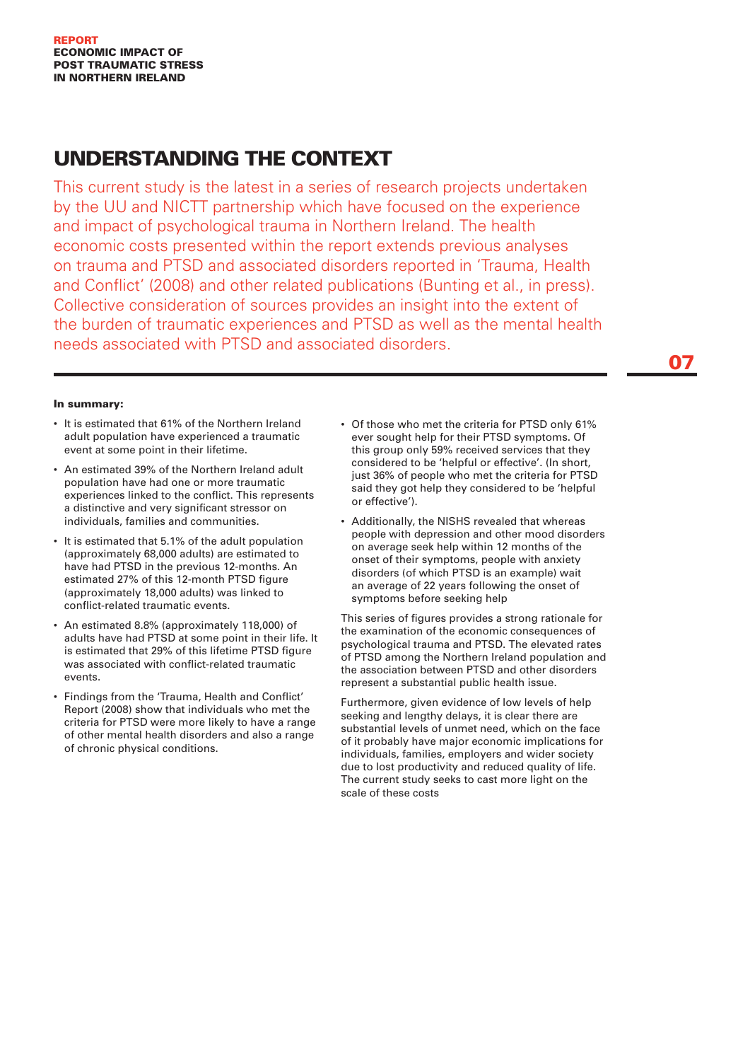# UNDERSTANDING THE CONTEXT

This current study is the latest in a series of research projects undertaken by the UU and NICTT partnership which have focused on the experience and impact of psychological trauma in Northern Ireland. The health economic costs presented within the report extends previous analyses on trauma and PTSD and associated disorders reported in 'Trauma, Health and Conflict' (2008) and other related publications (Bunting et al., in press). Collective consideration of sources provides an insight into the extent of the burden of traumatic experiences and PTSD as well as the mental health needs associated with PTSD and associated disorders.

**In summary:**

- It is estimated that 61% of the Northern Ireland adult population have experienced a traumatic event at some point in their lifetime.
- An estimated 39% of the Northern Ireland adult population have had one or more traumatic experiences linked to the conflict. This represents a distinctive and very significant stressor on individuals, families and communities.
- It is estimated that 5.1% of the adult population (approximately 68,000 adults) are estimated to have had PTSD in the previous 12-months. An estimated 27% of this 12-month PTSD figure (approximately 18,000 adults) was linked to conflict-related traumatic events.
- An estimated 8.8% (approximately 118,000) of adults have had PTSD at some point in their life. It is estimated that 29% of this lifetime PTSD figure was associated with conflict-related traumatic events.
- Findings from the 'Trauma, Health and Conflict' Report (2008) show that individuals who met the criteria for PTSD were more likely to have a range of other mental health disorders and also a range of chronic physical conditions.
- Of those who met the criteria for PTSD only 61% ever sought help for their PTSD symptoms. Of this group only 59% received services that they considered to be 'helpful or effective'. (In short, just 36% of people who met the criteria for PTSD said they got help they considered to be 'helpful or effective').
- Additionally, the NISHS revealed that whereas people with depression and other mood disorders on average seek help within 12 months of the onset of their symptoms, people with anxiety disorders (of which PTSD is an example) wait an average of 22 years following the onset of symptoms before seeking help

This series of figures provides a strong rationale for the examination of the economic consequences of psychological trauma and PTSD. The elevated rates of PTSD among the Northern Ireland population and the association between PTSD and other disorders represent a substantial public health issue.

Furthermore, given evidence of low levels of help seeking and lengthy delays, it is clear there are substantial levels of unmet need, which on the face of it probably have major economic implications for individuals, families, employers and wider society due to lost productivity and reduced quality of life. The current study seeks to cast more light on the scale of these costs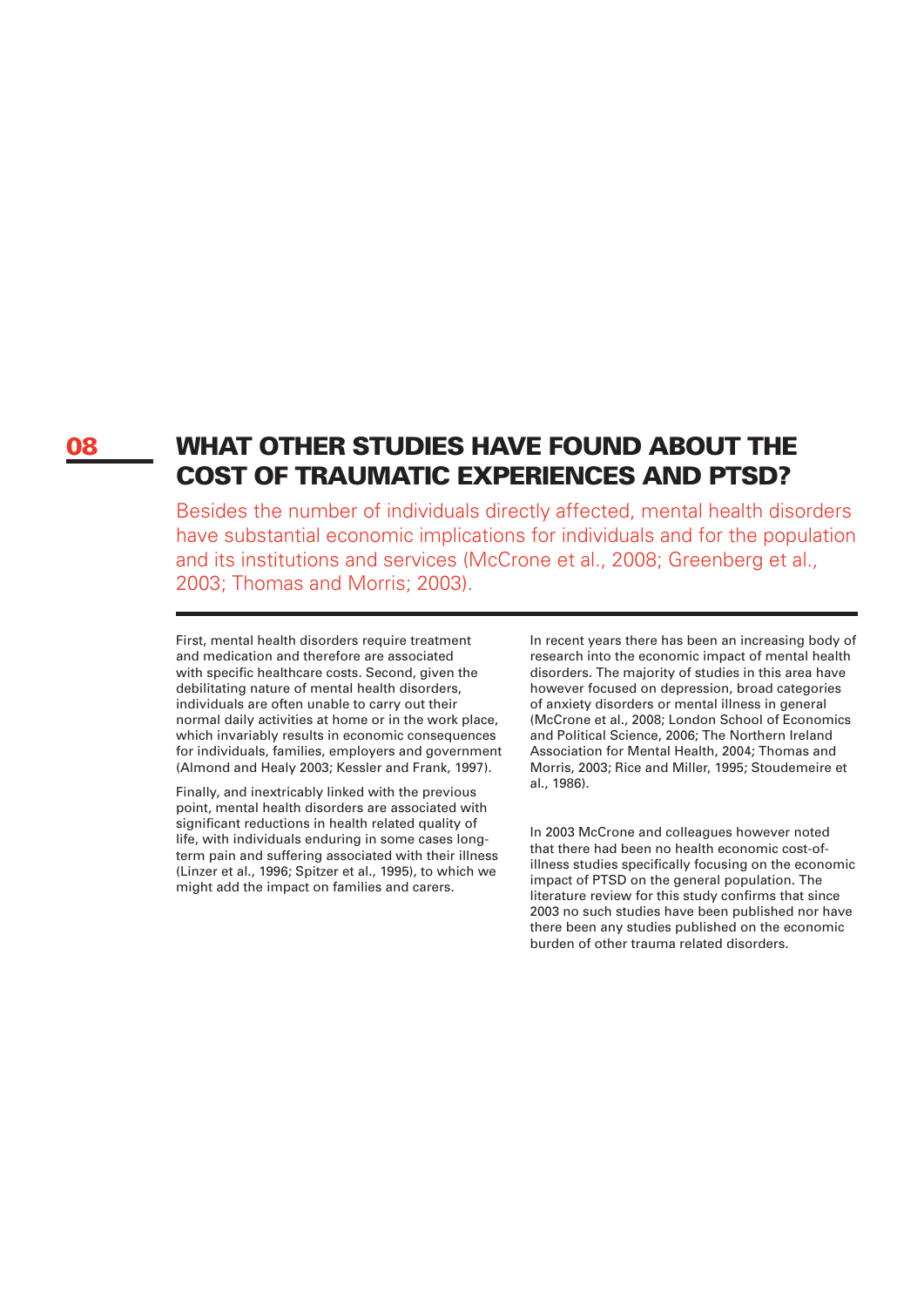# 08 WHAT OTHER STUDIES HAVE FOUND ABOUT THE COST OF TRAUMATIC EXPERIENCES AND PTSD?

Besides the number of individuals directly affected, mental health disorders have substantial economic implications for individuals and for the population and its institutions and services (McCrone et al., 2008; Greenberg et al., 2003; Thomas and Morris; 2003).

First, mental health disorders require treatment and medication and therefore are associated with specific healthcare costs. Second, given the debilitating nature of mental health disorders, individuals are often unable to carry out their normal daily activities at home or in the work place, which invariably results in economic consequences for individuals, families, employers and government (Almond and Healy 2003; Kessler and Frank, 1997).

Finally, and inextricably linked with the previous point, mental health disorders are associated with significant reductions in health related quality of life, with individuals enduring in some cases long-term pain and suffering associated with their illness (Linzer et al., 1996; Spitzer et al., 1995), to which we might add the impact on families and carers.

In recent years there has been an increasing body of research into the economic impact of mental health disorders. The majority of studies in this area have however focused on depression, broad categories of anxiety disorders or mental illness in general (McCrone et al., 2008; London School of Economics and Political Science, 2006; The Northern Ireland Association for Mental Health, 2004; Thomas and Morris, 2003; Rice and Miller, 1995; Stoudemeire et al., 1986).

In 2003 McCrone and colleagues however noted that there had been no health economic cost-of-illness studies specifically focusing on the economic impact of PTSD on the general population. The literature review for this study confirms that since 2003 no such studies have been published nor have there been any studies published on the economic burden of other trauma related disorders.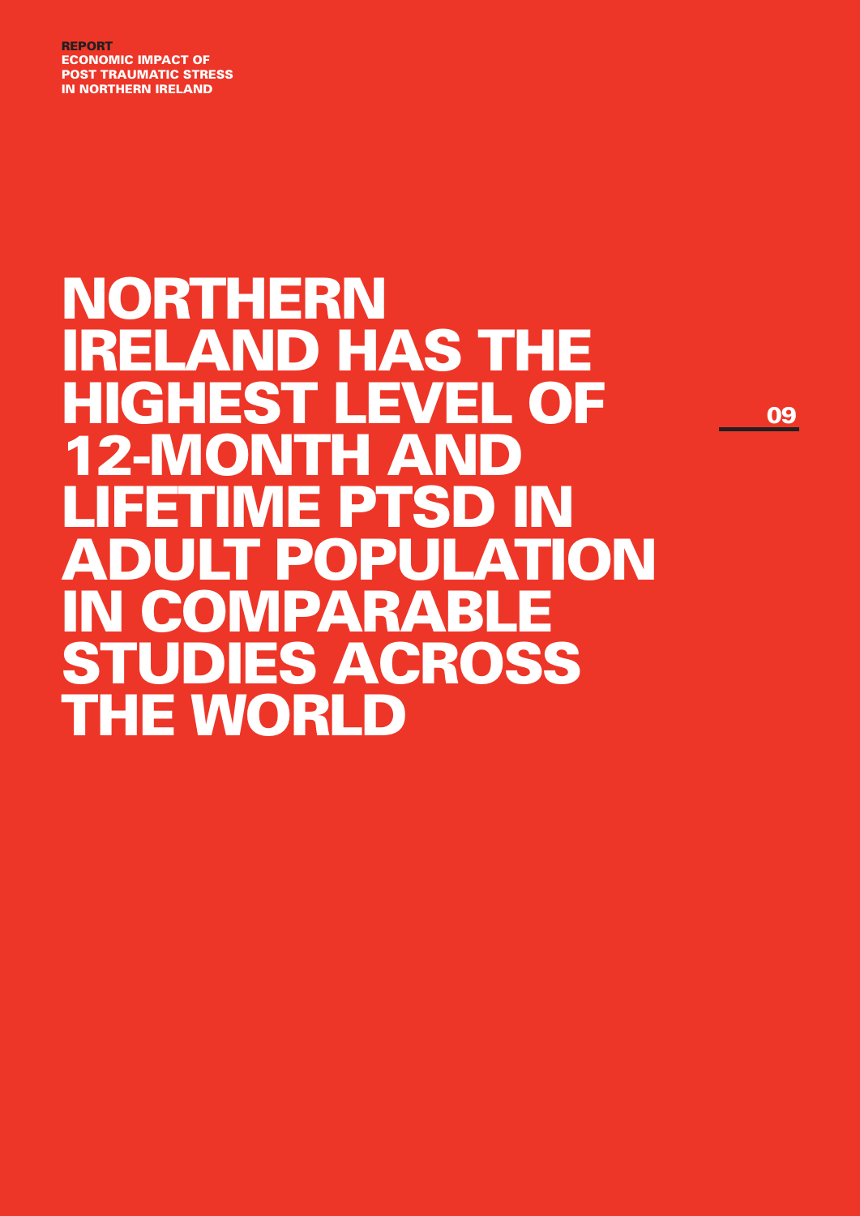# NORTHERN IRELAND HAS THE HIGHEST LEVEL OF 12-MONTH AND LIFETIME PTSD IN ADULT POPULATION IN COMPARABLE STUDIES ACROSS THE WORLD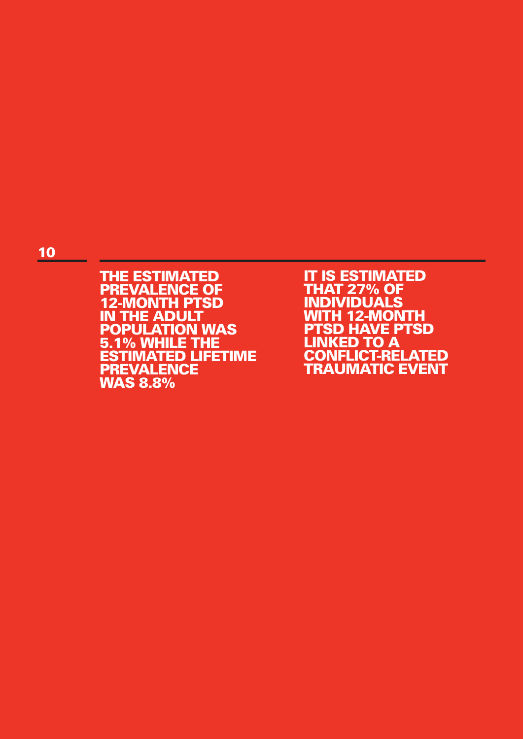**10**

**THE ESTIMATED PREVALENCE OF 12-MONTH PTSD IN THE ADULT POPULATION WAS 5.1% WHILE THE ESTIMATED LIFETIME PREVALENCE WAS 8.8%**

**IT IS ESTIMATED THAT 27% OF INDIVIDUALS WITH 12-MONTH PTSD HAVE PTSD LINKED TO A CONFLICT-RELATED TRAUMATIC EVENT**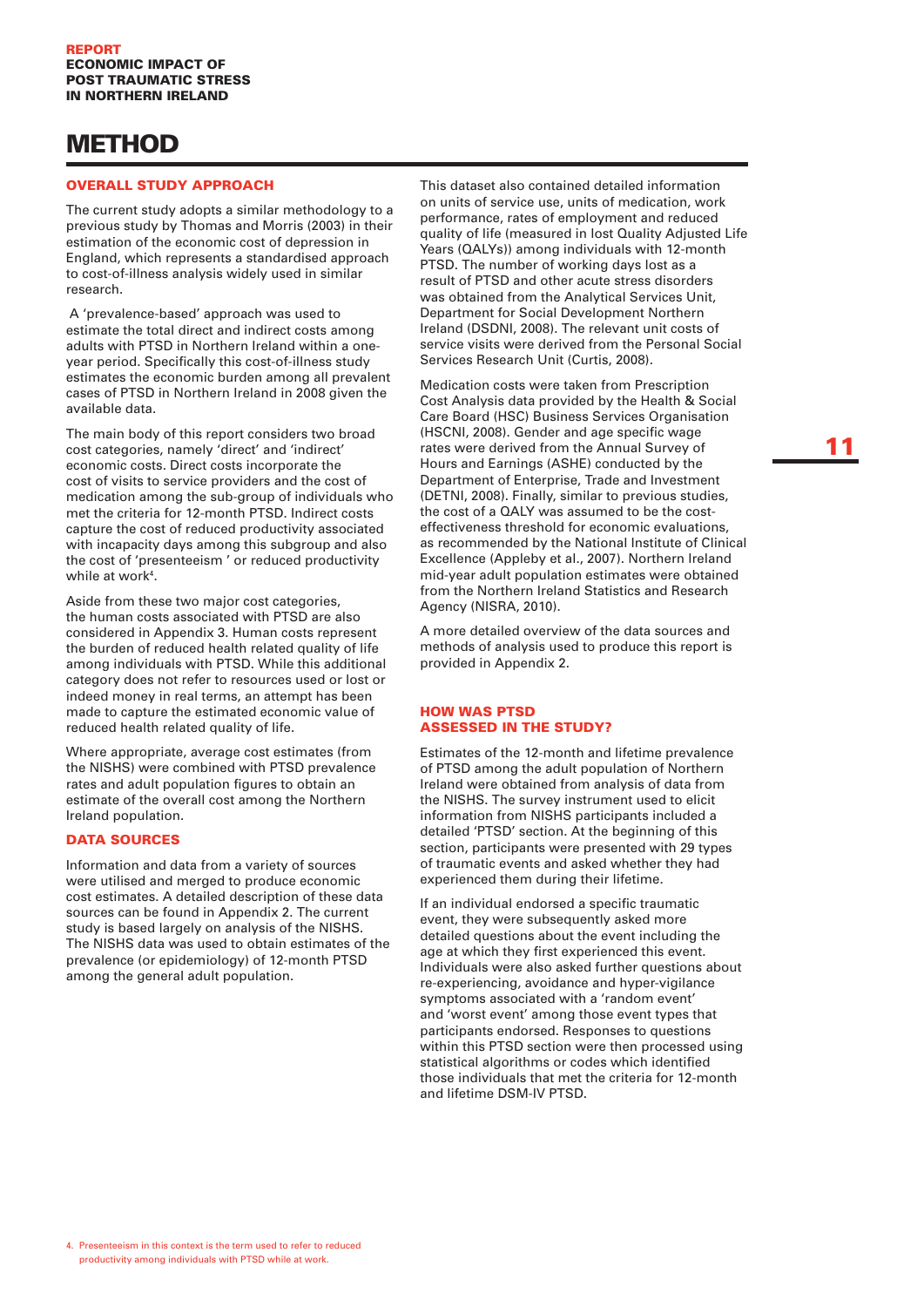# METHOD

## OVERALL STUDY APPROACH

The current study adopts a similar methodology to a previous study by Thomas and Morris (2003) in their estimation of the economic cost of depression in England, which represents a standardised approach to cost-of-illness analysis widely used in similar research.

A 'prevalence-based' approach was used to estimate the total direct and indirect costs among adults with PTSD in Northern Ireland within a one-year period. Specifically this cost-of-illness study estimates the economic burden among all prevalent cases of PTSD in Northern Ireland in 2008 given the available data.

The main body of this report considers two broad cost categories, namely 'direct' and 'indirect' economic costs. Direct costs incorporate the cost of visits to service providers and the cost of medication among the sub-group of individuals who met the criteria for 12-month PTSD. Indirect costs capture the cost of reduced productivity associated with incapacity days among this subgroup and also the cost of 'presenteeism ' or reduced productivity while at work[4].

Aside from these two major cost categories, the human costs associated with PTSD are also considered in Appendix 3. Human costs represent the burden of reduced health related quality of life among individuals with PTSD. While this additional category does not refer to resources used or lost or indeed money in real terms, an attempt has been made to capture the estimated economic value of reduced health related quality of life.

Where appropriate, average cost estimates (from the NISHS) were combined with PTSD prevalence rates and adult population figures to obtain an estimate of the overall cost among the Northern Ireland population.

## DATA SOURCES

Information and data from a variety of sources were utilised and merged to produce economic cost estimates. A detailed description of these data sources can be found in Appendix 2. The current study is based largely on analysis of the NISHS. The NISHS data was used to obtain estimates of the prevalence (or epidemiology) of 12-month PTSD among the general adult population.

This dataset also contained detailed information on units of service use, units of medication, work performance, rates of employment and reduced quality of life (measured in lost Quality Adjusted Life Years (QALYs)) among individuals with 12-month PTSD. The number of working days lost as a result of PTSD and other acute stress disorders was obtained from the Analytical Services Unit, Department for Social Development Northern Ireland (DSDNI, 2008). The relevant unit costs of service visits were derived from the Personal Social Services Research Unit (Curtis, 2008).

Medication costs were taken from Prescription Cost Analysis data provided by the Health & Social Care Board (HSC) Business Services Organisation (HSCNI, 2008). Gender and age specific wage rates were derived from the Annual Survey of Hours and Earnings (ASHE) conducted by the Department of Enterprise, Trade and Investment (DETNI, 2008). Finally, similar to previous studies, the cost of a QALY was assumed to be the cost-effectiveness threshold for economic evaluations, as recommended by the National Institute of Clinical Excellence (Appleby et al., 2007). Northern Ireland mid-year adult population estimates were obtained from the Northern Ireland Statistics and Research Agency (NISRA, 2010).

A more detailed overview of the data sources and methods of analysis used to produce this report is provided in Appendix 2.

## HOW WAS PTSD ASSESSED IN THE STUDY?

Estimates of the 12-month and lifetime prevalence of PTSD among the adult population of Northern Ireland were obtained from analysis of data from the NISHS. The survey instrument used to elicit information from NISHS participants included a detailed 'PTSD' section. At the beginning of this section, participants were presented with 29 types of traumatic events and asked whether they had experienced them during their lifetime.

If an individual endorsed a specific traumatic event, they were subsequently asked more detailed questions about the event including the age at which they first experienced this event. Individuals were also asked further questions about re-experiencing, avoidance and hyper-vigilance symptoms associated with a 'random event' and 'worst event' among those event types that participants endorsed. Responses to questions within this PTSD section were then processed using statistical algorithms or codes which identified those individuals that met the criteria for 12-month and lifetime DSM-IV PTSD.

4. Presenteeism in this context is the term used to refer to reduced productivity among individuals with PTSD while at work.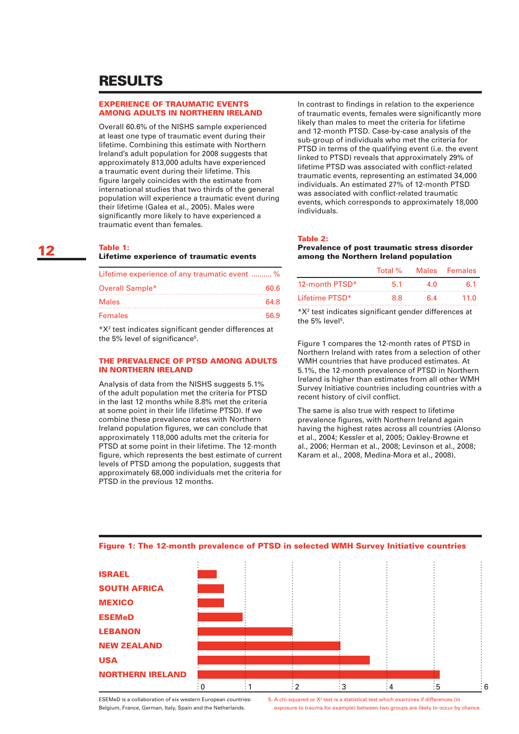# RESULTS

## EXPERIENCE OF TRAUMATIC EVENTS AMONG ADULTS IN NORTHERN IRELAND

Overall 60.6% of the NISHS sample experienced at least one type of traumatic event during their lifetime. Combining this estimate with Northern Ireland's adult population for 2008 suggests that approximately 813,000 adults have experienced a traumatic event during their lifetime. This figure largely coincides with the estimate from international studies that two thirds of the general population will experience a traumatic event during their lifetime (Galea et al., 2005). Males were significantly more likely to have experienced a traumatic event than females.

**Table 1:**
**Lifetime experience of traumatic events**

| Lifetime experience of any traumatic event | % |
|---|---|
| Overall Sample* | 60.6 |
| Males | 64.8 |
| Females | 56.9 |

*$X^2$ test indicates significant gender differences at the 5% level of significance[5].

## THE PREVALENCE OF PTSD AMONG ADULTS IN NORTHERN IRELAND

Analysis of data from the NISHS suggests 5.1% of the adult population met the criteria for PTSD in the last 12 months while 8.8% met the criteria at some point in their life (lifetime PTSD). If we combine these prevalence rates with Northern Ireland population figures, we can conclude that approximately 118,000 adults met the criteria for PTSD at some point in their lifetime. The 12-month figure, which represents the best estimate of current levels of PTSD among the population, suggests that approximately 68,000 individuals met the criteria for PTSD in the previous 12 months.

In contrast to findings in relation to the experience of traumatic events, females were significantly more likely than males to meet the criteria for lifetime and 12-month PTSD. Case-by-case analysis of the sub-group of individuals who met the criteria for PTSD in terms of the qualifying event (i.e. the event linked to PTSD) reveals that approximately 29% of lifetime PTSD was associated with conflict-related traumatic events, representing an estimated 34,000 individuals. An estimated 27% of 12-month PTSD was associated with conflict-related traumatic events, which corresponds to approximately 18,000 individuals.

**Table 2:**
**Prevalence of post traumatic stress disorder among the Northern Ireland population**

| | Total % | Males | Females |
|---|---|---|---|
| 12-month PTSD* | 5.1 | 4.0 | 6.1 |
| Lifetime PTSD* | 8.8 | 6.4 | 11.0 |

*$X^2$ test indicates significant gender differences at the 5% level[5].

Figure 1 compares the 12-month rates of PTSD in Northern Ireland with rates from a selection of other WMH countries that have produced estimates. At 5.1%, the 12-month prevalence of PTSD in Northern Ireland is higher than estimates from all other WMH Survey Initiative countries including countries with a recent history of civil conflict.

The same is also true with respect to lifetime prevalence figures, with Northern Ireland again having the highest rates across all countries (Alonso et al., 2004; Kessler et al, 2005; Oakley-Browne et al., 2006; Herman et al., 2008; Levinson et al., 2008; Karam et al., 2008, Medina-Mora et al., 2008).

**Figure 1: The 12-month prevalence of PTSD in selected WMH Survey Initiative countries**

| Country | 12-month prevalence (%) |
|---|---|
| ISRAEL | ~0.4 |
| SOUTH AFRICA | ~0.6 |
| MEXICO | ~0.6 |
| ESEMeD | ~0.9 |
| LEBANON | ~2.0 |
| NEW ZEALAND | ~3.0 |
| USA | ~3.6 |
| NORTHERN IRELAND | ~5.1 |

ESEMeD is a collaboration of six western European countries: Belgium, France, German, Italy, Spain and the Netherlands.

5. A chi-squared or $X^2$ test is a statistical test which examines if differences (in exposure to trauma for example) between two groups are likely to occur by chance.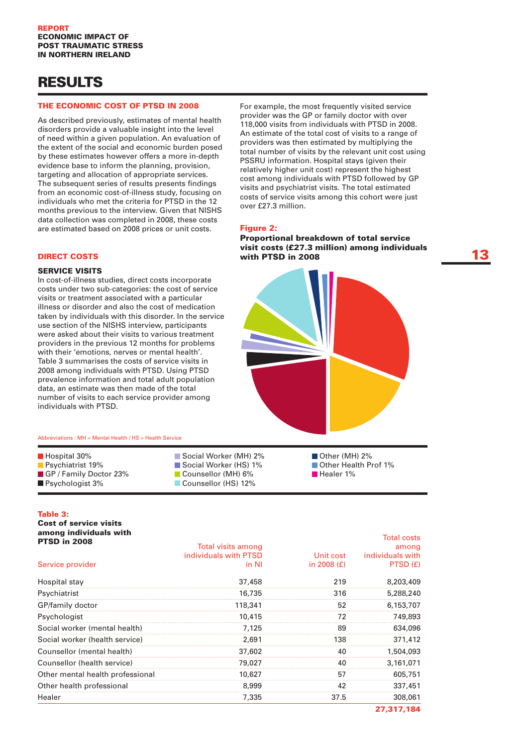# RESULTS

## THE ECONOMIC COST OF PTSD IN 2008

As described previously, estimates of mental health disorders provide a valuable insight into the level of need within a given population. An evaluation of the extent of the social and economic burden posed by these estimates however offers a more in-depth evidence base to inform the planning, provision, targeting and allocation of appropriate services. The subsequent series of results presents findings from an economic cost-of-illness study, focusing on individuals who met the criteria for PTSD in the 12 months previous to the interview. Given that NISHS data collection was completed in 2008, these costs are estimated based on 2008 prices or unit costs.

## DIRECT COSTS

### SERVICE VISITS

In cost-of-illness studies, direct costs incorporate costs under two sub-categories: the cost of service visits or treatment associated with a particular illness or disorder and also the cost of medication taken by individuals with this disorder. In the service use section of the NISHS interview, participants were asked about their visits to various treatment providers in the previous 12 months for problems with their 'emotions, nerves or mental health'. Table 3 summarises the costs of service visits in 2008 among individuals with PTSD. Using PTSD prevalence information and total adult population data, an estimate was then made of the total number of visits to each service provider among individuals with PTSD.

For example, the most frequently visited service provider was the GP or family doctor with over 118,000 visits from individuals with PTSD in 2008. An estimate of the total cost of visits to a range of providers was then estimated by multiplying the total number of visits by the relevant unit cost using PSSRU information. Hospital stays (given their relatively higher unit cost) represent the highest cost among individuals with PTSD followed by GP visits and psychiatrist visits. The total estimated costs of service visits among this cohort were just over £27.3 million.

**Figure 2:**
**Proportional breakdown of total service visit costs (£27.3 million) among individuals with PTSD in 2008**

Abbreviations : MH = Mental Health / HS = Health Service

- Hospital 30%
- Psychiatrist 19%
- GP / Family Doctor 23%
- Psychologist 3%
- Social Worker (MH) 2%
- Social Worker (HS) 1%
- Counsellor (MH) 6%
- Counsellor (HS) 12%
- Other (MH) 2%
- Other Health Prof 1%
- Healer 1%

**Table 3:**
**Cost of service visits among individuals with PTSD in 2008**

| Service provider | Total visits among individuals with PTSD in NI | Unit cost in 2008 (£) | Total costs among individuals with PTSD (£) |
|---|---|---|---|
| Hospital stay | 37,458 | 219 | 8,203,409 |
| Psychiatrist | 16,735 | 316 | 5,288,240 |
| GP/family doctor | 118,341 | 52 | 6,153,707 |
| Psychologist | 10,415 | 72 | 749,893 |
| Social worker (mental health) | 7,125 | 89 | 634,096 |
| Social worker (health service) | 2,691 | 138 | 371,412 |
| Counsellor (mental health) | 37,602 | 40 | 1,504,093 |
| Counsellor (health service) | 79,027 | 40 | 3,161,071 |
| Other mental health professional | 10,627 | 57 | 605,751 |
| Other health professional | 8,999 | 42 | 337,451 |
| Healer | 7,335 | 37.5 | 308,061 |
| | | | **27,317,184** |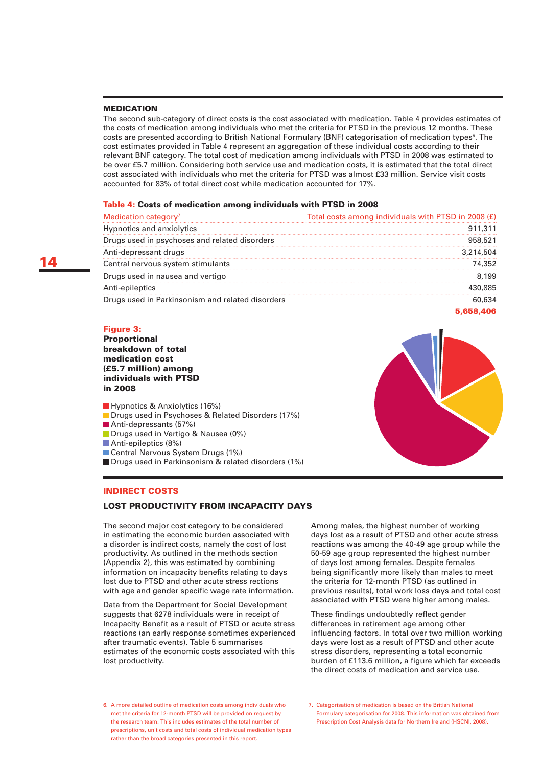## MEDICATION

The second sub-category of direct costs is the cost associated with medication. Table 4 provides estimates of the costs of medication among individuals who met the criteria for PTSD in the previous 12 months. These costs are presented according to British National Formulary (BNF) categorisation of medication types[6]. The cost estimates provided in Table 4 represent an aggregation of these individual costs according to their relevant BNF category. The total cost of medication among individuals with PTSD in 2008 was estimated to be over £5.7 million. Considering both service use and medication costs, it is estimated that the total direct cost associated with individuals who met the criteria for PTSD was almost £33 million. Service visit costs accounted for 83% of total direct cost while medication accounted for 17%.

**Table 4: Costs of medication among individuals with PTSD in 2008**

| Medication category[7] | Total costs among individuals with PTSD in 2008 (£) |
|---|---|
| Hypnotics and anxiolytics | 911,311 |
| Drugs used in psychoses and related disorders | 958,521 |
| Anti-depressant drugs | 3,214,504 |
| Central nervous system stimulants | 74,352 |
| Drugs used in nausea and vertigo | 8,199 |
| Anti-epileptics | 430,885 |
| Drugs used in Parkinsonism and related disorders | 60,634 |
| | **5,658,406** |

**Figure 3: Proportional breakdown of total medication cost (£5.7 million) among individuals with PTSD in 2008**

- Hypnotics & Anxiolytics (16%)
- Drugs used in Psychoses & Related Disorders (17%)
- Anti-depressants (57%)
- Drugs used in Vertigo & Nausea (0%)
- Anti-epileptics (8%)
- Central Nervous System Drugs (1%)
- Drugs used in Parkinsonism & related disorders (1%)

## INDIRECT COSTS

### LOST PRODUCTIVITY FROM INCAPACITY DAYS

The second major cost category to be considered in estimating the economic burden associated with a disorder is indirect costs, namely the cost of lost productivity. As outlined in the methods section (Appendix 2), this was estimated by combining information on incapacity benefits relating to days lost due to PTSD and other acute stress rections with age and gender specific wage rate information.

Data from the Department for Social Development suggests that 6278 individuals were in receipt of Incapacity Benefit as a result of PTSD or acute stress reactions (an early response sometimes experienced after traumatic events). Table 5 summarises estimates of the economic costs associated with this lost productivity.

Among males, the highest number of working days lost as a result of PTSD and other acute stress reactions was among the 40-49 age group while the 50-59 age group represented the highest number of days lost among females. Despite females being significantly more likely than males to meet the criteria for 12-month PTSD (as outlined in previous results), total work loss days and total cost associated with PTSD were higher among males.

These findings undoubtedly reflect gender differences in retirement age among other influencing factors. In total over two million working days were lost as a result of PTSD and other acute stress disorders, representing a total economic burden of £113.6 million, a figure which far exceeds the direct costs of medication and service use.

6. A more detailed outline of medication costs among individuals who met the criteria for 12-month PTSD will be provided on request by the research team. This includes estimates of the total number of prescriptions, unit costs and total costs of individual medication types rather than the broad categories presented in this report.

7. Categorisation of medication is based on the British National Formulary categorisation for 2008. This information was obtained from Prescription Cost Analysis data for Northern Ireland (HSCNI, 2008).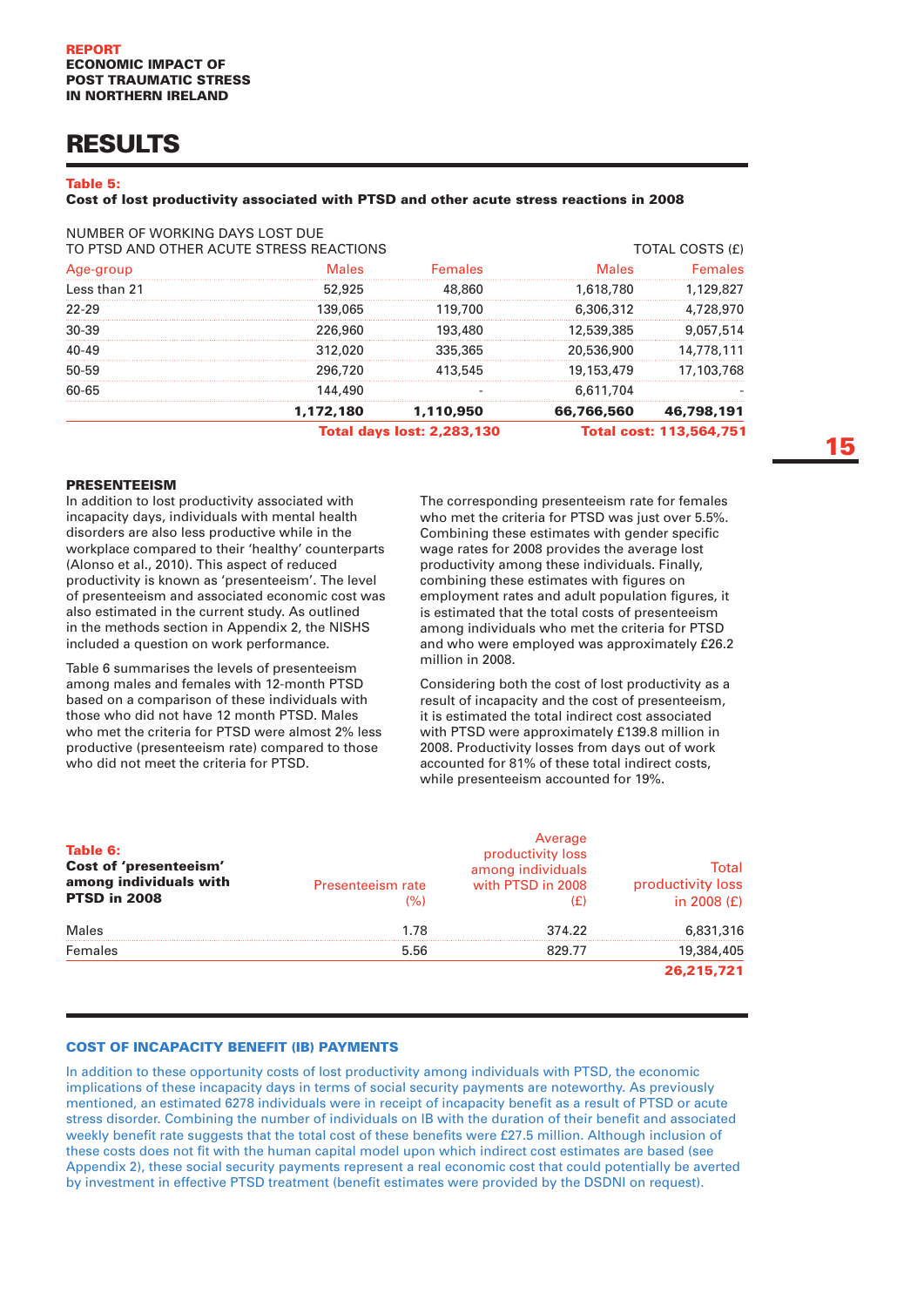# RESULTS

**Table 5:**
**Cost of lost productivity associated with PTSD and other acute stress reactions in 2008**

| NUMBER OF WORKING DAYS LOST DUE TO PTSD AND OTHER ACUTE STRESS REACTIONS | | | TOTAL COSTS (£) | |
|---|---|---|---|---|
| Age-group | Males | Females | Males | Females |
| Less than 21 | 52,925 | 48,860 | 1,618,780 | 1,129,827 |
| 22-29 | 139,065 | 119,700 | 6,306,312 | 4,728,970 |
| 30-39 | 226,960 | 193,480 | 12,539,385 | 9,057,514 |
| 40-49 | 312,020 | 335,365 | 20,536,900 | 14,778,111 |
| 50-59 | 296,720 | 413,545 | 19,153,479 | 17,103,768 |
| 60-65 | 144,490 | - | 6,611,704 | - |
| | **1,172,180** | **1,110,950** | **66,766,560** | **46,798,191** |
| | **Total days lost: 2,283,130** | | **Total cost: 113,564,751** | |

### PRESENTEEISM

In addition to lost productivity associated with incapacity days, individuals with mental health disorders are also less productive while in the workplace compared to their 'healthy' counterparts (Alonso et al., 2010). This aspect of reduced productivity is known as 'presenteeism'. The level of presenteeism and associated economic cost was also estimated in the current study. As outlined in the methods section in Appendix 2, the NISHS included a question on work performance.

Table 6 summarises the levels of presenteeism among males and females with 12-month PTSD based on a comparison of these individuals with those who did not have 12 month PTSD. Males who met the criteria for PTSD were almost 2% less productive (presenteeism rate) compared to those who did not meet the criteria for PTSD.

The corresponding presenteeism rate for females who met the criteria for PTSD was just over 5.5%. Combining these estimates with gender specific wage rates for 2008 provides the average lost productivity among these individuals. Finally, combining these estimates with figures on employment rates and adult population figures, it is estimated that the total costs of presenteeism among individuals who met the criteria for PTSD and who were employed was approximately £26.2 million in 2008.

Considering both the cost of lost productivity as a result of incapacity and the cost of presenteeism, it is estimated the total indirect cost associated with PTSD were approximately £139.8 million in 2008. Productivity losses from days out of work accounted for 81% of these total indirect costs, while presenteeism accounted for 19%.

**Table 6:**
**Cost of 'presenteeism' among individuals with PTSD in 2008**

| | Presenteeism rate (%) | Average productivity loss among individuals with PTSD in 2008 (£) | Total productivity loss in 2008 (£) |
|---|---|---|---|
| Males | 1.78 | 374.22 | 6,831,316 |
| Females | 5.56 | 829.77 | 19,384,405 |
| | | | **26,215,721** |

### COST OF INCAPACITY BENEFIT (IB) PAYMENTS

In addition to these opportunity costs of lost productivity among individuals with PTSD, the economic implications of these incapacity days in terms of social security payments are noteworthy. As previously mentioned, an estimated 6278 individuals were in receipt of incapacity benefit as a result of PTSD or acute stress disorder. Combining the number of individuals on IB with the duration of their benefit and associated weekly benefit rate suggests that the total cost of these benefits were £27.5 million. Although inclusion of these costs does not fit with the human capital model upon which indirect cost estimates are based (see Appendix 2), these social security payments represent a real economic cost that could potentially be averted by investment in effective PTSD treatment (benefit estimates were provided by the DSDNI on request).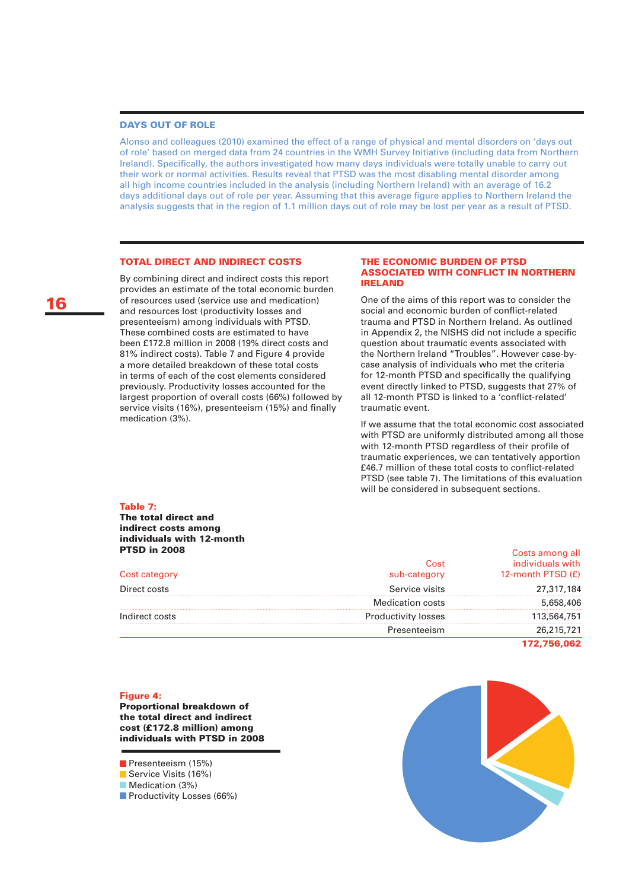## DAYS OUT OF ROLE

Alonso and colleagues (2010) examined the effect of a range of physical and mental disorders on 'days out of role' based on merged data from 24 countries in the WMH Survey Initiative (including data from Northern Ireland). Specifically, the authors investigated how many days individuals were totally unable to carry out their work or normal activities. Results reveal that PTSD was the most disabling mental disorder among all high income countries included in the analysis (including Northern Ireland) with an average of 16.2 days additional days out of role per year. Assuming that this average figure applies to Northern Ireland the analysis suggests that in the region of 1.1 million days out of role may be lost per year as a result of PTSD.

## TOTAL DIRECT AND INDIRECT COSTS

By combining direct and indirect costs this report provides an estimate of the total economic burden of resources used (service use and medication) and resources lost (productivity losses and presenteeism) among individuals with PTSD. These combined costs are estimated to have been £172.8 million in 2008 (19% direct costs and 81% indirect costs). Table 7 and Figure 4 provide a more detailed breakdown of these total costs in terms of each of the cost elements considered previously. Productivity losses accounted for the largest proportion of overall costs (66%) followed by service visits (16%), presenteeism (15%) and finally medication (3%).

## THE ECONOMIC BURDEN OF PTSD ASSOCIATED WITH CONFLICT IN NORTHERN IRELAND

One of the aims of this report was to consider the social and economic burden of conflict-related trauma and PTSD in Northern Ireland. As outlined in Appendix 2, the NISHS did not include a specific question about traumatic events associated with the Northern Ireland "Troubles". However case-by-case analysis of individuals who met the criteria for 12-month PTSD and specifically the qualifying event directly linked to PTSD, suggests that 27% of all 12-month PTSD is linked to a 'conflict-related' traumatic event.

If we assume that the total economic cost associated with PTSD are uniformly distributed among all those with 12-month PTSD regardless of their profile of traumatic experiences, we can tentatively apportion £46.7 million of these total costs to conflict-related PTSD (see table 7). The limitations of this evaluation will be considered in subsequent sections.

**Table 7:**
**The total direct and indirect costs among individuals with 12-month PTSD in 2008**

| Cost category | Cost sub-category | Costs among all individuals with 12-month PTSD (£) |
|---|---|---|
| Direct costs | Service visits | 27,317,184 |
| | Medication costs | 5,658,406 |
| Indirect costs | Productivity losses | 113,564,751 |
| | Presenteeism | 26,215,721 |
| | | **172,756,062** |

**Figure 4:**
**Proportional breakdown of the total direct and indirect cost (£172.8 million) among individuals with PTSD in 2008**

- Presenteeism (15%)
- Service Visits (16%)
- Medication (3%)
- Productivity Losses (66%)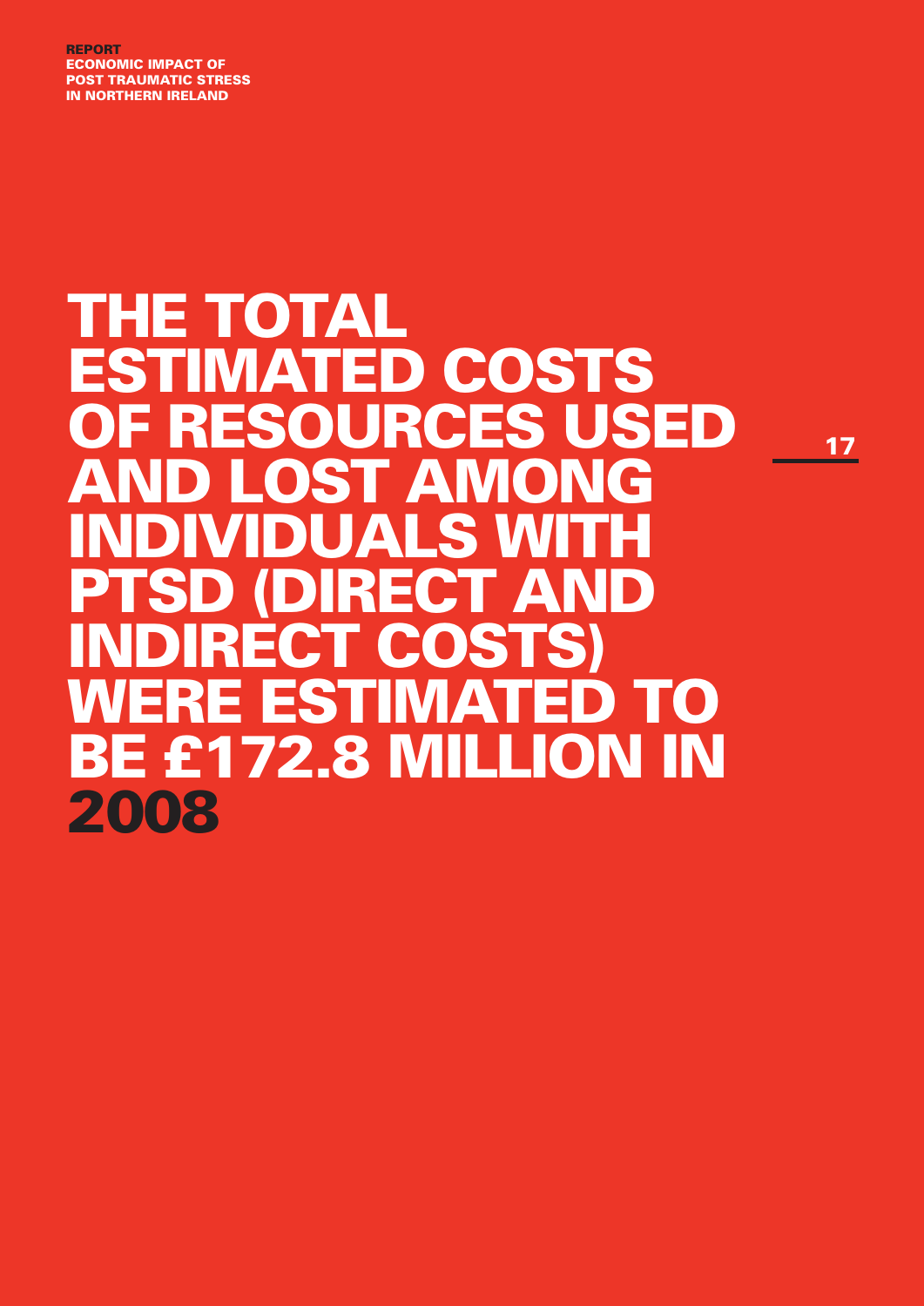# THE TOTAL ESTIMATED COSTS OF RESOURCES USED AND LOST AMONG INDIVIDUALS WITH PTSD (DIRECT AND INDIRECT COSTS) WERE ESTIMATED TO BE £172.8 MILLION IN 2008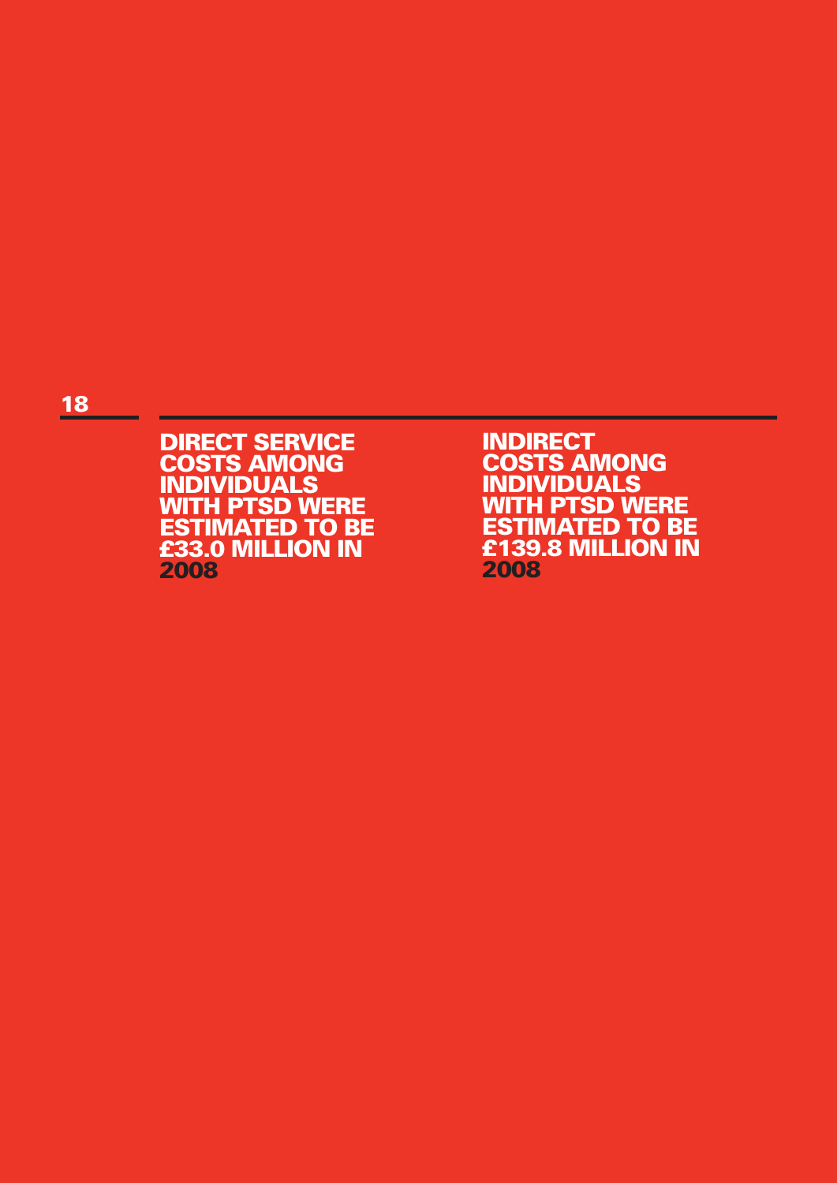**DIRECT SERVICE COSTS AMONG INDIVIDUALS WITH PTSD WERE ESTIMATED TO BE £33.0 MILLION IN 2008**

**INDIRECT COSTS AMONG INDIVIDUALS WITH PTSD WERE ESTIMATED TO BE £139.8 MILLION IN 2008**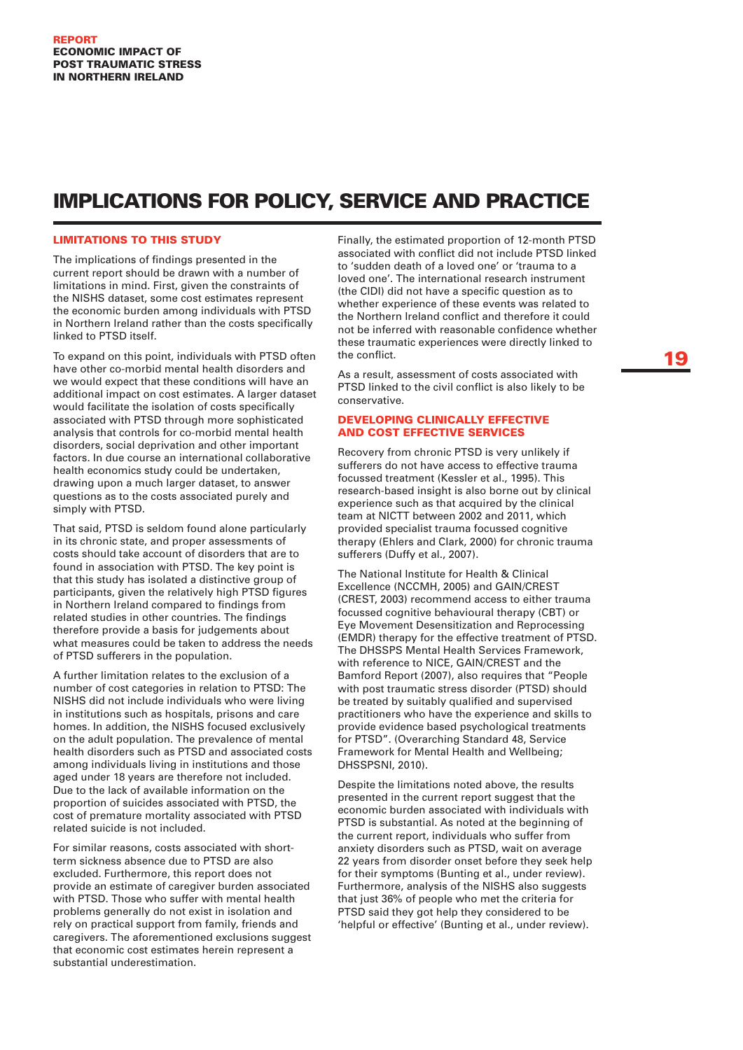# IMPLICATIONS FOR POLICY, SERVICE AND PRACTICE

## LIMITATIONS TO THIS STUDY

The implications of findings presented in the current report should be drawn with a number of limitations in mind. First, given the constraints of the NISHS dataset, some cost estimates represent the economic burden among individuals with PTSD in Northern Ireland rather than the costs specifically linked to PTSD itself.

To expand on this point, individuals with PTSD often have other co-morbid mental health disorders and we would expect that these conditions will have an additional impact on cost estimates. A larger dataset would facilitate the isolation of costs specifically associated with PTSD through more sophisticated analysis that controls for co-morbid mental health disorders, social deprivation and other important factors. In due course an international collaborative health economics study could be undertaken, drawing upon a much larger dataset, to answer questions as to the costs associated purely and simply with PTSD.

That said, PTSD is seldom found alone particularly in its chronic state, and proper assessments of costs should take account of disorders that are to found in association with PTSD. The key point is that this study has isolated a distinctive group of participants, given the relatively high PTSD figures in Northern Ireland compared to findings from related studies in other countries. The findings therefore provide a basis for judgements about what measures could be taken to address the needs of PTSD sufferers in the population.

A further limitation relates to the exclusion of a number of cost categories in relation to PTSD: The NISHS did not include individuals who were living in institutions such as hospitals, prisons and care homes. In addition, the NISHS focused exclusively on the adult population. The prevalence of mental health disorders such as PTSD and associated costs among individuals living in institutions and those aged under 18 years are therefore not included. Due to the lack of available information on the proportion of suicides associated with PTSD, the cost of premature mortality associated with PTSD related suicide is not included.

For similar reasons, costs associated with short-term sickness absence due to PTSD are also excluded. Furthermore, this report does not provide an estimate of caregiver burden associated with PTSD. Those who suffer with mental health problems generally do not exist in isolation and rely on practical support from family, friends and caregivers. The aforementioned exclusions suggest that economic cost estimates herein represent a substantial underestimation.

Finally, the estimated proportion of 12-month PTSD associated with conflict did not include PTSD linked to 'sudden death of a loved one' or 'trauma to a loved one'. The international research instrument (the CIDI) did not have a specific question as to whether experience of these events was related to the Northern Ireland conflict and therefore it could not be inferred with reasonable confidence whether these traumatic experiences were directly linked to the conflict.

As a result, assessment of costs associated with PTSD linked to the civil conflict is also likely to be conservative.

## DEVELOPING CLINICALLY EFFECTIVE AND COST EFFECTIVE SERVICES

Recovery from chronic PTSD is very unlikely if sufferers do not have access to effective trauma focussed treatment (Kessler et al., 1995). This research-based insight is also borne out by clinical experience such as that acquired by the clinical team at NICTT between 2002 and 2011, which provided specialist trauma focussed cognitive therapy (Ehlers and Clark, 2000) for chronic trauma sufferers (Duffy et al., 2007).

The National Institute for Health & Clinical Excellence (NCCMH, 2005) and GAIN/CREST (CREST, 2003) recommend access to either trauma focussed cognitive behavioural therapy (CBT) or Eye Movement Desensitization and Reprocessing (EMDR) therapy for the effective treatment of PTSD. The DHSSPS Mental Health Services Framework, with reference to NICE, GAIN/CREST and the Bamford Report (2007), also requires that "People with post traumatic stress disorder (PTSD) should be treated by suitably qualified and supervised practitioners who have the experience and skills to provide evidence based psychological treatments for PTSD". (Overarching Standard 48, Service Framework for Mental Health and Wellbeing; DHSSPSNI, 2010).

Despite the limitations noted above, the results presented in the current report suggest that the economic burden associated with individuals with PTSD is substantial. As noted at the beginning of the current report, individuals who suffer from anxiety disorders such as PTSD, wait on average 22 years from disorder onset before they seek help for their symptoms (Bunting et al., under review). Furthermore, analysis of the NISHS also suggests that just 36% of people who met the criteria for PTSD said they got help they considered to be 'helpful or effective' (Bunting et al., under review).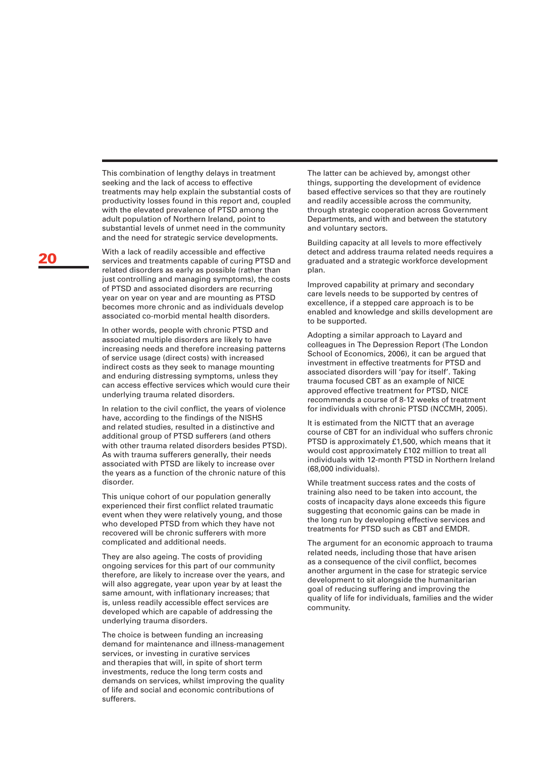This combination of lengthy delays in treatment seeking and the lack of access to effective treatments may help explain the substantial costs of productivity losses found in this report and, coupled with the elevated prevalence of PTSD among the adult population of Northern Ireland, point to substantial levels of unmet need in the community and the need for strategic service developments.

With a lack of readily accessible and effective services and treatments capable of curing PTSD and related disorders as early as possible (rather than just controlling and managing symptoms), the costs of PTSD and associated disorders are recurring year on year on year and are mounting as PTSD becomes more chronic and as individuals develop associated co-morbid mental health disorders.

In other words, people with chronic PTSD and associated multiple disorders are likely to have increasing needs and therefore increasing patterns of service usage (direct costs) with increased indirect costs as they seek to manage mounting and enduring distressing symptoms, unless they can access effective services which would cure their underlying trauma related disorders.

In relation to the civil conflict, the years of violence have, according to the findings of the NISHS and related studies, resulted in a distinctive and additional group of PTSD sufferers (and others with other trauma related disorders besides PTSD). As with trauma sufferers generally, their needs associated with PTSD are likely to increase over the years as a function of the chronic nature of this disorder.

This unique cohort of our population generally experienced their first conflict related traumatic event when they were relatively young, and those who developed PTSD from which they have not recovered will be chronic sufferers with more complicated and additional needs.

They are also ageing. The costs of providing ongoing services for this part of our community therefore, are likely to increase over the years, and will also aggregate, year upon year by at least the same amount, with inflationary increases; that is, unless readily accessible effect services are developed which are capable of addressing the underlying trauma disorders.

The choice is between funding an increasing demand for maintenance and illness-management services, or investing in curative services and therapies that will, in spite of short term investments, reduce the long term costs and demands on services, whilst improving the quality of life and social and economic contributions of sufferers.

The latter can be achieved by, amongst other things, supporting the development of evidence based effective services so that they are routinely and readily accessible across the community, through strategic cooperation across Government Departments, and with and between the statutory and voluntary sectors.

Building capacity at all levels to more effectively detect and address trauma related needs requires a graduated and a strategic workforce development plan.

Improved capability at primary and secondary care levels needs to be supported by centres of excellence, if a stepped care approach is to be enabled and knowledge and skills development are to be supported.

Adopting a similar approach to Layard and colleagues in The Depression Report (The London School of Economics, 2006), it can be argued that investment in effective treatments for PTSD and associated disorders will 'pay for itself'. Taking trauma focused CBT as an example of NICE approved effective treatment for PTSD, NICE recommends a course of 8-12 weeks of treatment for individuals with chronic PTSD (NCCMH, 2005).

It is estimated from the NICTT that an average course of CBT for an individual who suffers chronic PTSD is approximately £1,500, which means that it would cost approximately £102 million to treat all individuals with 12-month PTSD in Northern Ireland (68,000 individuals).

While treatment success rates and the costs of training also need to be taken into account, the costs of incapacity days alone exceeds this figure suggesting that economic gains can be made in the long run by developing effective services and treatments for PTSD such as CBT and EMDR.

The argument for an economic approach to trauma related needs, including those that have arisen as a consequence of the civil conflict, becomes another argument in the case for strategic service development to sit alongside the humanitarian goal of reducing suffering and improving the quality of life for individuals, families and the wider community.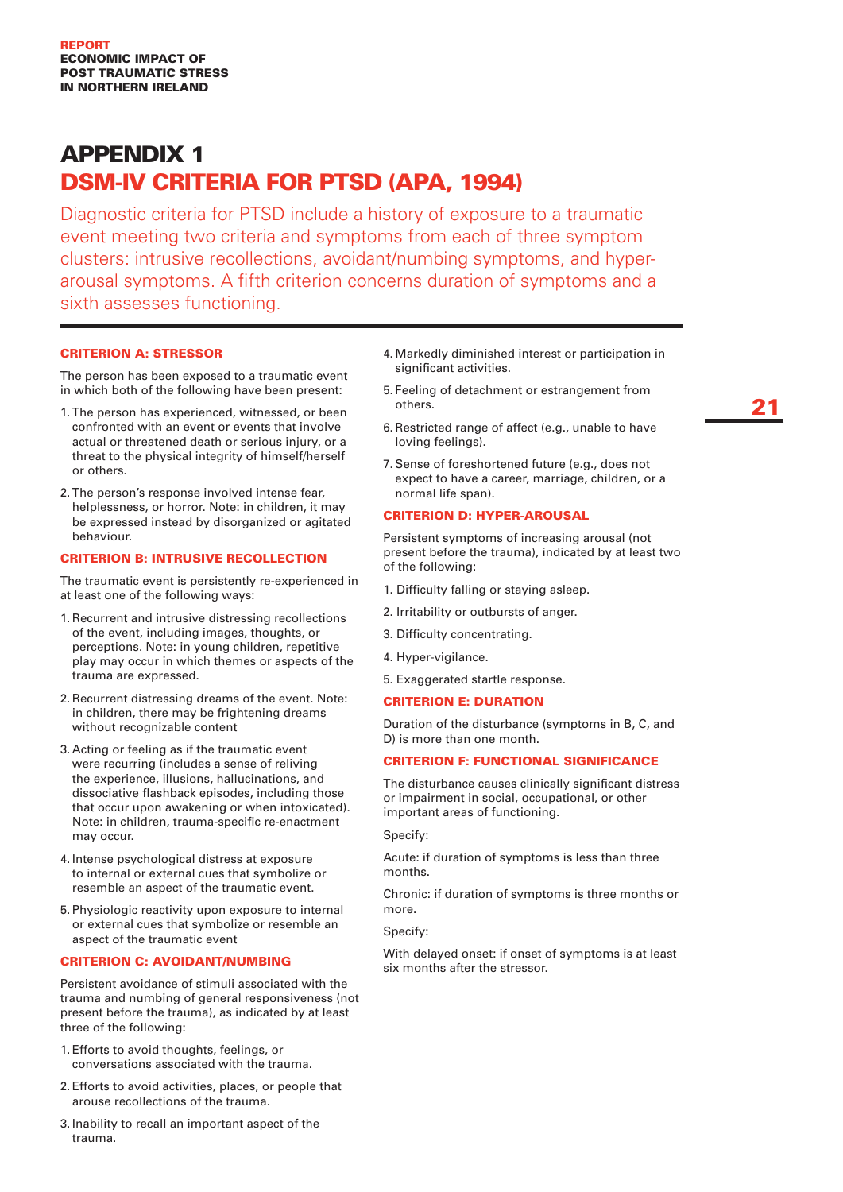# APPENDIX 1
# DSM-IV CRITERIA FOR PTSD (APA, 1994)

Diagnostic criteria for PTSD include a history of exposure to a traumatic event meeting two criteria and symptoms from each of three symptom clusters: intrusive recollections, avoidant/numbing symptoms, and hyper-arousal symptoms. A fifth criterion concerns duration of symptoms and a sixth assesses functioning.

### CRITERION A: STRESSOR

The person has been exposed to a traumatic event in which both of the following have been present:

1. The person has experienced, witnessed, or been confronted with an event or events that involve actual or threatened death or serious injury, or a threat to the physical integrity of himself/herself or others.
2. The person's response involved intense fear, helplessness, or horror. Note: in children, it may be expressed instead by disorganized or agitated behaviour.

### CRITERION B: INTRUSIVE RECOLLECTION

The traumatic event is persistently re-experienced in at least one of the following ways:

1. Recurrent and intrusive distressing recollections of the event, including images, thoughts, or perceptions. Note: in young children, repetitive play may occur in which themes or aspects of the trauma are expressed.
2. Recurrent distressing dreams of the event. Note: in children, there may be frightening dreams without recognizable content
3. Acting or feeling as if the traumatic event were recurring (includes a sense of reliving the experience, illusions, hallucinations, and dissociative flashback episodes, including those that occur upon awakening or when intoxicated). Note: in children, trauma-specific re-enactment may occur.
4. Intense psychological distress at exposure to internal or external cues that symbolize or resemble an aspect of the traumatic event.
5. Physiologic reactivity upon exposure to internal or external cues that symbolize or resemble an aspect of the traumatic event

### CRITERION C: AVOIDANT/NUMBING

Persistent avoidance of stimuli associated with the trauma and numbing of general responsiveness (not present before the trauma), as indicated by at least three of the following:

1. Efforts to avoid thoughts, feelings, or conversations associated with the trauma.
2. Efforts to avoid activities, places, or people that arouse recollections of the trauma.
3. Inability to recall an important aspect of the trauma.
4. Markedly diminished interest or participation in significant activities.
5. Feeling of detachment or estrangement from others.
6. Restricted range of affect (e.g., unable to have loving feelings).
7. Sense of foreshortened future (e.g., does not expect to have a career, marriage, children, or a normal life span).

### CRITERION D: HYPER-AROUSAL

Persistent symptoms of increasing arousal (not present before the trauma), indicated by at least two of the following:

1. Difficulty falling or staying asleep.
2. Irritability or outbursts of anger.
3. Difficulty concentrating.
4. Hyper-vigilance.
5. Exaggerated startle response.

### CRITERION E: DURATION

Duration of the disturbance (symptoms in B, C, and D) is more than one month.

### CRITERION F: FUNCTIONAL SIGNIFICANCE

The disturbance causes clinically significant distress or impairment in social, occupational, or other important areas of functioning.

Specify:

Acute: if duration of symptoms is less than three months.

Chronic: if duration of symptoms is three months or more.

Specify:

With delayed onset: if onset of symptoms is at least six months after the stressor.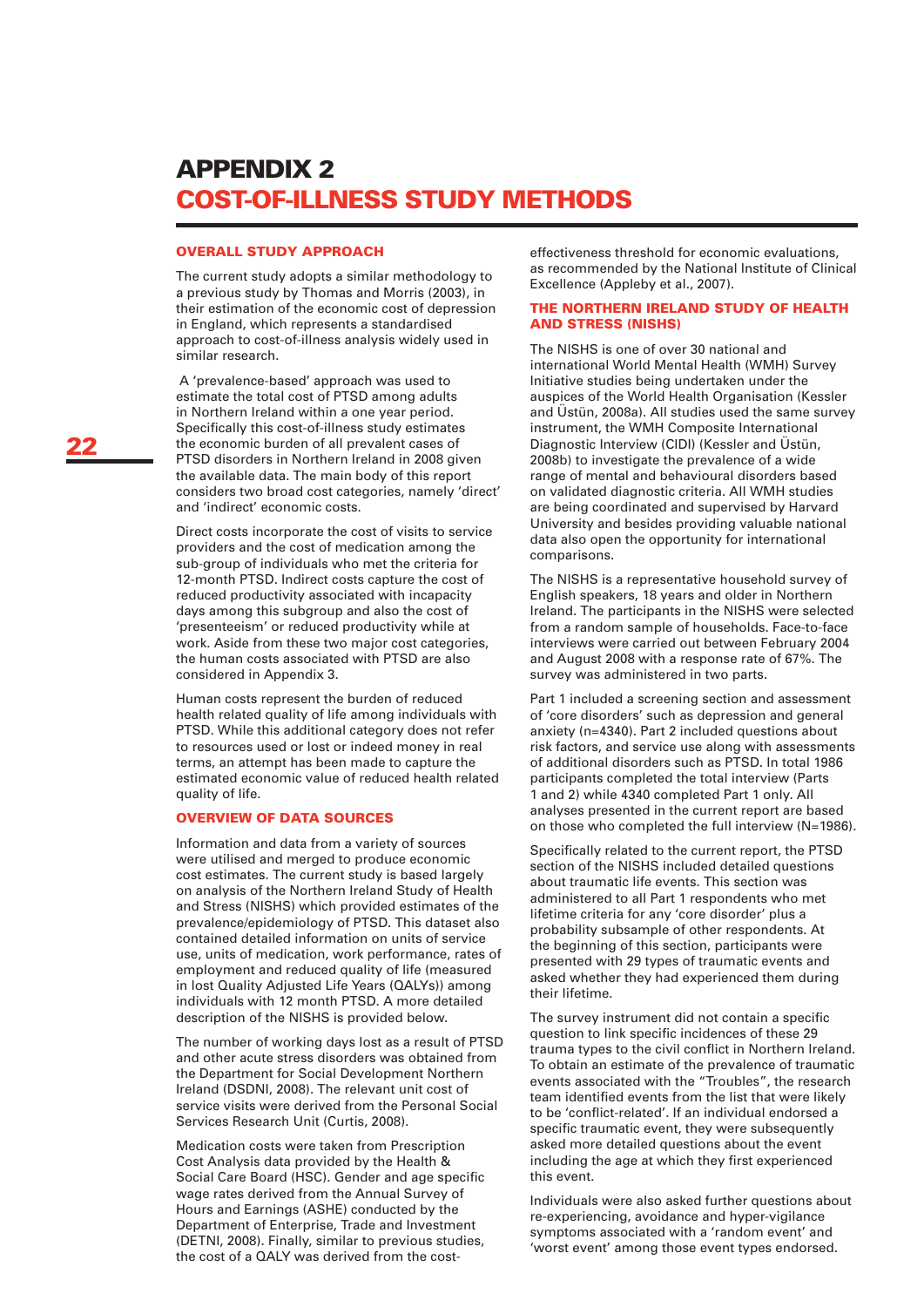# APPENDIX 2
# COST-OF-ILLNESS STUDY METHODS

## OVERALL STUDY APPROACH

The current study adopts a similar methodology to a previous study by Thomas and Morris (2003), in their estimation of the economic cost of depression in England, which represents a standardised approach to cost-of-illness analysis widely used in similar research.

A 'prevalence-based' approach was used to estimate the total cost of PTSD among adults in Northern Ireland within a one year period. Specifically this cost-of-illness study estimates the economic burden of all prevalent cases of PTSD disorders in Northern Ireland in 2008 given the available data. The main body of this report considers two broad cost categories, namely 'direct' and 'indirect' economic costs.

Direct costs incorporate the cost of visits to service providers and the cost of medication among the sub-group of individuals who met the criteria for 12-month PTSD. Indirect costs capture the cost of reduced productivity associated with incapacity days among this subgroup and also the cost of 'presenteeism' or reduced productivity while at work. Aside from these two major cost categories, the human costs associated with PTSD are also considered in Appendix 3.

Human costs represent the burden of reduced health related quality of life among individuals with PTSD. While this additional category does not refer to resources used or lost or indeed money in real terms, an attempt has been made to capture the estimated economic value of reduced health related quality of life.

## OVERVIEW OF DATA SOURCES

Information and data from a variety of sources were utilised and merged to produce economic cost estimates. The current study is based largely on analysis of the Northern Ireland Study of Health and Stress (NISHS) which provided estimates of the prevalence/epidemiology of PTSD. This dataset also contained detailed information on units of service use, units of medication, work performance, rates of employment and reduced quality of life (measured in lost Quality Adjusted Life Years (QALYs)) among individuals with 12 month PTSD. A more detailed description of the NISHS is provided below.

The number of working days lost as a result of PTSD and other acute stress disorders was obtained from the Department for Social Development Northern Ireland (DSDNI, 2008). The relevant unit cost of service visits were derived from the Personal Social Services Research Unit (Curtis, 2008).

Medication costs were taken from Prescription Cost Analysis data provided by the Health & Social Care Board (HSC). Gender and age specific wage rates derived from the Annual Survey of Hours and Earnings (ASHE) conducted by the Department of Enterprise, Trade and Investment (DETNI, 2008). Finally, similar to previous studies, the cost of a QALY was derived from the cost-effectiveness threshold for economic evaluations, as recommended by the National Institute of Clinical Excellence (Appleby et al., 2007).

## THE NORTHERN IRELAND STUDY OF HEALTH AND STRESS (NISHS)

The NISHS is one of over 30 national and international World Mental Health (WMH) Survey Initiative studies being undertaken under the auspices of the World Health Organisation (Kessler and Üstün, 2008a). All studies used the same survey instrument, the WMH Composite International Diagnostic Interview (CIDI) (Kessler and Üstün, 2008b) to investigate the prevalence of a wide range of mental and behavioural disorders based on validated diagnostic criteria. All WMH studies are being coordinated and supervised by Harvard University and besides providing valuable national data also open the opportunity for international comparisons.

The NISHS is a representative household survey of English speakers, 18 years and older in Northern Ireland. The participants in the NISHS were selected from a random sample of households. Face-to-face interviews were carried out between February 2004 and August 2008 with a response rate of 67%. The survey was administered in two parts.

Part 1 included a screening section and assessment of 'core disorders' such as depression and general anxiety (n=4340). Part 2 included questions about risk factors, and service use along with assessments of additional disorders such as PTSD. In total 1986 participants completed the total interview (Parts 1 and 2) while 4340 completed Part 1 only. All analyses presented in the current report are based on those who completed the full interview (N=1986).

Specifically related to the current report, the PTSD section of the NISHS included detailed questions about traumatic life events. This section was administered to all Part 1 respondents who met lifetime criteria for any 'core disorder' plus a probability subsample of other respondents. At the beginning of this section, participants were presented with 29 types of traumatic events and asked whether they had experienced them during their lifetime.

The survey instrument did not contain a specific question to link specific incidences of these 29 trauma types to the civil conflict in Northern Ireland. To obtain an estimate of the prevalence of traumatic events associated with the "Troubles", the research team identified events from the list that were likely to be 'conflict-related'. If an individual endorsed a specific traumatic event, they were subsequently asked more detailed questions about the event including the age at which they first experienced this event.

Individuals were also asked further questions about re-experiencing, avoidance and hyper-vigilance symptoms associated with a 'random event' and 'worst event' among those event types endorsed.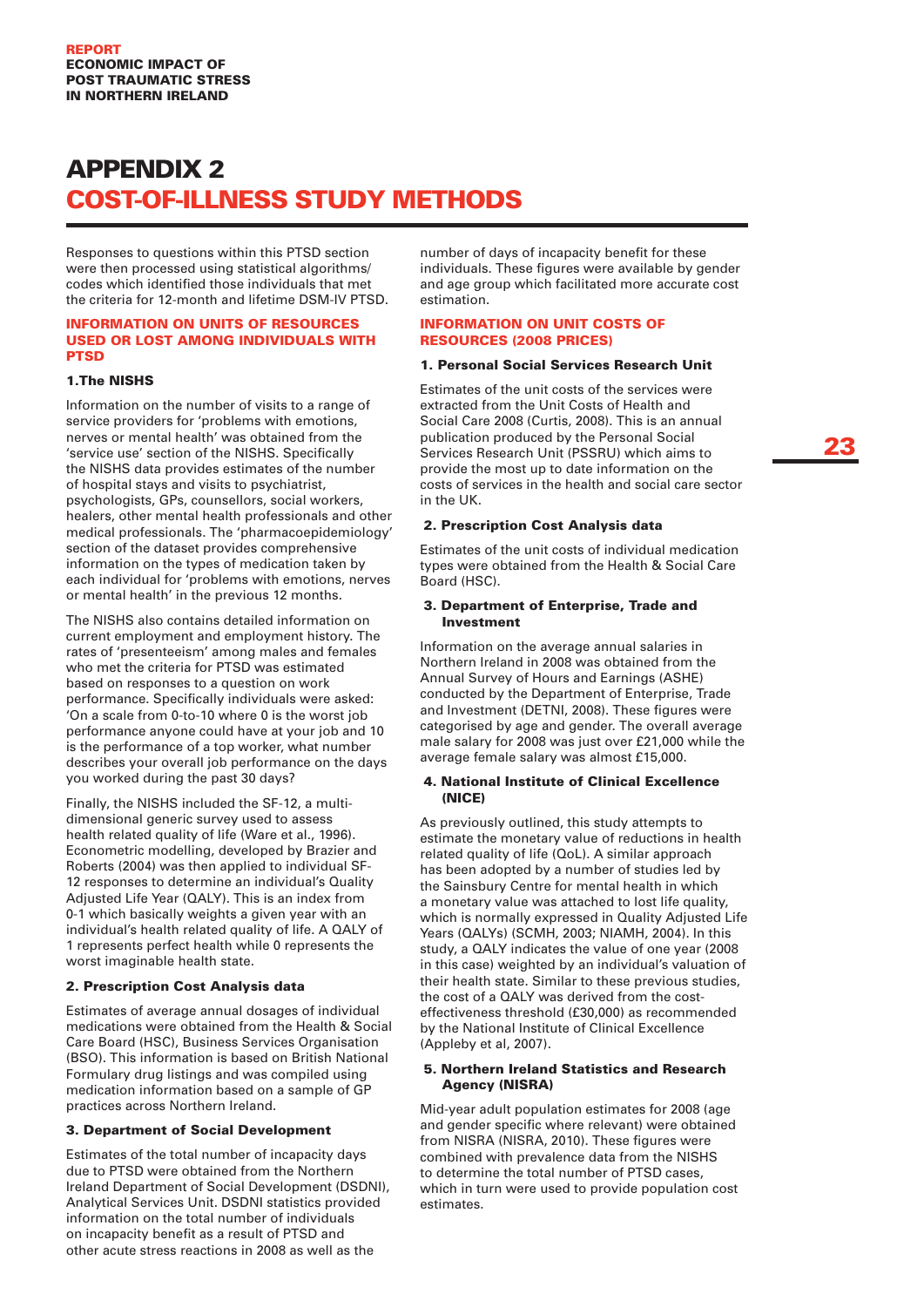# APPENDIX 2
# COST-OF-ILLNESS STUDY METHODS

Responses to questions within this PTSD section were then processed using statistical algorithms/codes which identified those individuals that met the criteria for 12-month and lifetime DSM-IV PTSD.

## INFORMATION ON UNITS OF RESOURCES USED OR LOST AMONG INDIVIDUALS WITH PTSD

### 1.The NISHS

Information on the number of visits to a range of service providers for 'problems with emotions, nerves or mental health' was obtained from the 'service use' section of the NISHS. Specifically the NISHS data provides estimates of the number of hospital stays and visits to psychiatrist, psychologists, GPs, counsellors, social workers, healers, other mental health professionals and other medical professionals. The 'pharmacoepidemiology' section of the dataset provides comprehensive information on the types of medication taken by each individual for 'problems with emotions, nerves or mental health' in the previous 12 months.

The NISHS also contains detailed information on current employment and employment history. The rates of 'presenteeism' among males and females who met the criteria for PTSD was estimated based on responses to a question on work performance. Specifically individuals were asked: 'On a scale from 0-to-10 where 0 is the worst job performance anyone could have at your job and 10 is the performance of a top worker, what number describes your overall job performance on the days you worked during the past 30 days?

Finally, the NISHS included the SF-12, a multi-dimensional generic survey used to assess health related quality of life (Ware et al., 1996). Econometric modelling, developed by Brazier and Roberts (2004) was then applied to individual SF-12 responses to determine an individual's Quality Adjusted Life Year (QALY). This is an index from 0-1 which basically weights a given year with an individual's health related quality of life. A QALY of 1 represents perfect health while 0 represents the worst imaginable health state.

### 2. Prescription Cost Analysis data

Estimates of average annual dosages of individual medications were obtained from the Health & Social Care Board (HSC), Business Services Organisation (BSO). This information is based on British National Formulary drug listings and was compiled using medication information based on a sample of GP practices across Northern Ireland.

### 3. Department of Social Development

Estimates of the total number of incapacity days due to PTSD were obtained from the Northern Ireland Department of Social Development (DSDNI), Analytical Services Unit. DSDNI statistics provided information on the total number of individuals on incapacity benefit as a result of PTSD and other acute stress reactions in 2008 as well as the number of days of incapacity benefit for these individuals. These figures were available by gender and age group which facilitated more accurate cost estimation.

## INFORMATION ON UNIT COSTS OF RESOURCES (2008 PRICES)

### 1. Personal Social Services Research Unit

Estimates of the unit costs of the services were extracted from the Unit Costs of Health and Social Care 2008 (Curtis, 2008). This is an annual publication produced by the Personal Social Services Research Unit (PSSRU) which aims to provide the most up to date information on the costs of services in the health and social care sector in the UK.

### 2. Prescription Cost Analysis data

Estimates of the unit costs of individual medication types were obtained from the Health & Social Care Board (HSC).

### 3. Department of Enterprise, Trade and Investment

Information on the average annual salaries in Northern Ireland in 2008 was obtained from the Annual Survey of Hours and Earnings (ASHE) conducted by the Department of Enterprise, Trade and Investment (DETNI, 2008). These figures were categorised by age and gender. The overall average male salary for 2008 was just over £21,000 while the average female salary was almost £15,000.

### 4. National Institute of Clinical Excellence (NICE)

As previously outlined, this study attempts to estimate the monetary value of reductions in health related quality of life (QoL). A similar approach has been adopted by a number of studies led by the Sainsbury Centre for mental health in which a monetary value was attached to lost life quality, which is normally expressed in Quality Adjusted Life Years (QALYs) (SCMH, 2003; NIAMH, 2004). In this study, a QALY indicates the value of one year (2008 in this case) weighted by an individual's valuation of their health state. Similar to these previous studies, the cost of a QALY was derived from the cost-effectiveness threshold (£30,000) as recommended by the National Institute of Clinical Excellence (Appleby et al, 2007).

### 5. Northern Ireland Statistics and Research Agency (NISRA)

Mid-year adult population estimates for 2008 (age and gender specific where relevant) were obtained from NISRA (NISRA, 2010). These figures were combined with prevalence data from the NISHS to determine the total number of PTSD cases, which in turn were used to provide population cost estimates.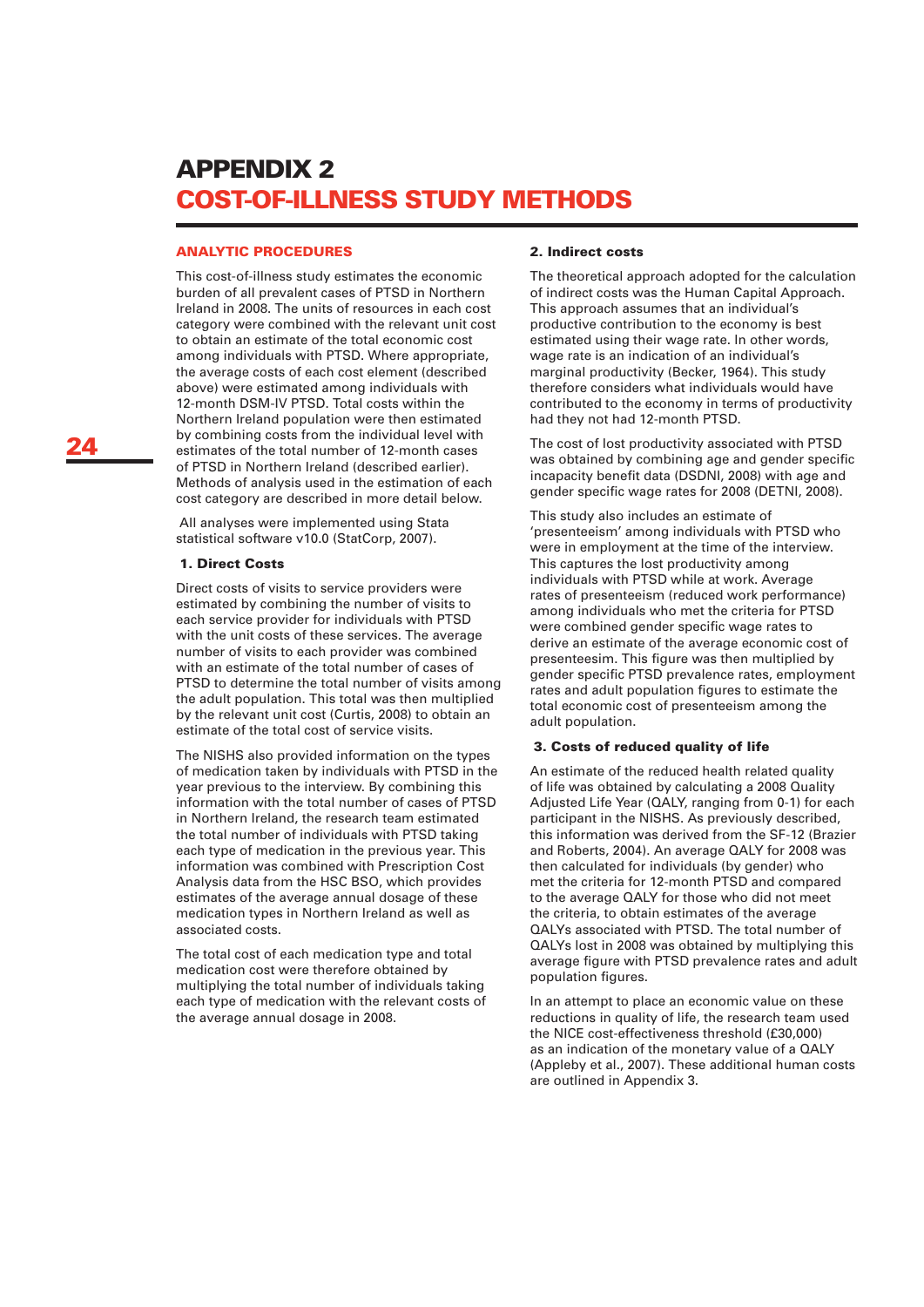# APPENDIX 2
# COST-OF-ILLNESS STUDY METHODS

## ANALYTIC PROCEDURES

This cost-of-illness study estimates the economic burden of all prevalent cases of PTSD in Northern Ireland in 2008. The units of resources in each cost category were combined with the relevant unit cost to obtain an estimate of the total economic cost among individuals with PTSD. Where appropriate, the average costs of each cost element (described above) were estimated among individuals with 12-month DSM-IV PTSD. Total costs within the Northern Ireland population were then estimated by combining costs from the individual level with estimates of the total number of 12-month cases of PTSD in Northern Ireland (described earlier). Methods of analysis used in the estimation of each cost category are described in more detail below.

All analyses were implemented using Stata statistical software v10.0 (StatCorp, 2007).

### 1. Direct Costs

Direct costs of visits to service providers were estimated by combining the number of visits to each service provider for individuals with PTSD with the unit costs of these services. The average number of visits to each provider was combined with an estimate of the total number of cases of PTSD to determine the total number of visits among the adult population. This total was then multiplied by the relevant unit cost (Curtis, 2008) to obtain an estimate of the total cost of service visits.

The NISHS also provided information on the types of medication taken by individuals with PTSD in the year previous to the interview. By combining this information with the total number of cases of PTSD in Northern Ireland, the research team estimated the total number of individuals with PTSD taking each type of medication in the previous year. This information was combined with Prescription Cost Analysis data from the HSC BSO, which provides estimates of the average annual dosage of these medication types in Northern Ireland as well as associated costs.

The total cost of each medication type and total medication cost were therefore obtained by multiplying the total number of individuals taking each type of medication with the relevant costs of the average annual dosage in 2008.

### 2. Indirect costs

The theoretical approach adopted for the calculation of indirect costs was the Human Capital Approach. This approach assumes that an individual's productive contribution to the economy is best estimated using their wage rate. In other words, wage rate is an indication of an individual's marginal productivity (Becker, 1964). This study therefore considers what individuals would have contributed to the economy in terms of productivity had they not had 12-month PTSD.

The cost of lost productivity associated with PTSD was obtained by combining age and gender specific incapacity benefit data (DSDNI, 2008) with age and gender specific wage rates for 2008 (DETNI, 2008).

This study also includes an estimate of 'presenteeism' among individuals with PTSD who were in employment at the time of the interview. This captures the lost productivity among individuals with PTSD while at work. Average rates of presenteeism (reduced work performance) among individuals who met the criteria for PTSD were combined gender specific wage rates to derive an estimate of the average economic cost of presenteesim. This figure was then multiplied by gender specific PTSD prevalence rates, employment rates and adult population figures to estimate the total economic cost of presenteeism among the adult population.

### 3. Costs of reduced quality of life

An estimate of the reduced health related quality of life was obtained by calculating a 2008 Quality Adjusted Life Year (QALY, ranging from 0-1) for each participant in the NISHS. As previously described, this information was derived from the SF-12 (Brazier and Roberts, 2004). An average QALY for 2008 was then calculated for individuals (by gender) who met the criteria for 12-month PTSD and compared to the average QALY for those who did not meet the criteria, to obtain estimates of the average QALYs associated with PTSD. The total number of QALYs lost in 2008 was obtained by multiplying this average figure with PTSD prevalence rates and adult population figures.

In an attempt to place an economic value on these reductions in quality of life, the research team used the NICE cost-effectiveness threshold (£30,000) as an indication of the monetary value of a QALY (Appleby et al., 2007). These additional human costs are outlined in Appendix 3.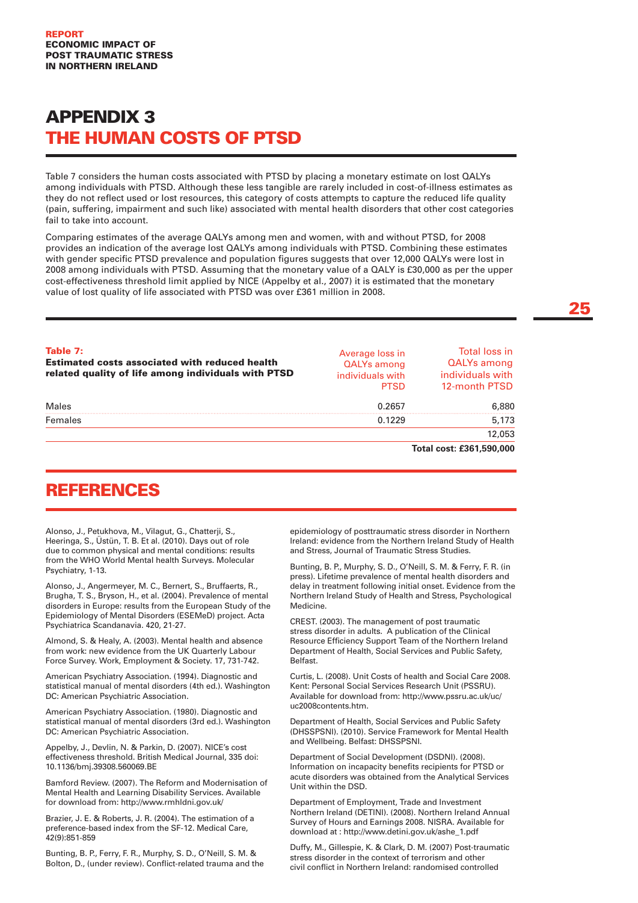# APPENDIX 3
## THE HUMAN COSTS OF PTSD

Table 7 considers the human costs associated with PTSD by placing a monetary estimate on lost QALYs among individuals with PTSD. Although these less tangible are rarely included in cost-of-illness estimates as they do not reflect used or lost resources, this category of costs attempts to capture the reduced life quality (pain, suffering, impairment and such like) associated with mental health disorders that other cost categories fail to take into account.

Comparing estimates of the average QALYs among men and women, with and without PTSD, for 2008 provides an indication of the average lost QALYs among individuals with PTSD. Combining these estimates with gender specific PTSD prevalence and population figures suggests that over 12,000 QALYs were lost in 2008 among individuals with PTSD. Assuming that the monetary value of a QALY is £30,000 as per the upper cost-effectiveness threshold limit applied by NICE (Appelby et al., 2007) it is estimated that the monetary value of lost quality of life associated with PTSD was over £361 million in 2008.

**Table 7: Estimated costs associated with reduced health related quality of life among individuals with PTSD**

| | Average loss in QALYs among individuals with PTSD | Total loss in QALYs among individuals with 12-month PTSD |
|---|---|---|
| Males | 0.2657 | 6,880 |
| Females | 0.1229 | 5,173 |
| | | 12,053 |
| | | **Total cost: £361,590,000** |

## REFERENCES

Alonso, J., Petukhova, M., Vilagut, G., Chatterji, S., Heeringa, S., Üstün, T. B. Et al. (2010). Days out of role due to common physical and mental conditions: results from the WHO World Mental health Surveys. Molecular Psychiatry, 1-13.

Alonso, J., Angermeyer, M. C., Bernert, S., Bruffaerts, R., Brugha, T. S., Bryson, H., et al. (2004). Prevalence of mental disorders in Europe: results from the European Study of the Epidemiology of Mental Disorders (ESEMeD) project. Acta Psychiatrica Scandanavia. 420, 21-27.

Almond, S. & Healy, A. (2003). Mental health and absence from work: new evidence from the UK Quarterly Labour Force Survey. Work, Employment & Society. 17, 731-742.

American Psychiatry Association. (1994). Diagnostic and statistical manual of mental disorders (4th ed.). Washington DC: American Psychiatric Association.

American Psychiatry Association. (1980). Diagnostic and statistical manual of mental disorders (3rd ed.). Washington DC: American Psychiatric Association.

Appelby, J., Devlin, N. & Parkin, D. (2007). NICE's cost effectiveness threshold. British Medical Journal, 335 doi: 10.1136/bmj.39308.560069.BE

Bamford Review. (2007). The Reform and Modernisation of Mental Health and Learning Disability Services. Available for download from: http://www.rmhldni.gov.uk/

Brazier, J. E. & Roberts, J. R. (2004). The estimation of a preference-based index from the SF-12. Medical Care, 42(9):851-859

Bunting, B. P., Ferry, F. R., Murphy, S. D., O'Neill, S. M. & Bolton, D., (under review). Conflict-related trauma and the epidemiology of posttraumatic stress disorder in Northern Ireland: evidence from the Northern Ireland Study of Health and Stress, Journal of Traumatic Stress Studies.

Bunting, B. P., Murphy, S. D., O'Neill, S. M. & Ferry, F. R. (in press). Lifetime prevalence of mental health disorders and delay in treatment following initial onset. Evidence from the Northern Ireland Study of Health and Stress, Psychological Medicine.

CREST. (2003). The management of post traumatic stress disorder in adults. A publication of the Clinical Resource Efficiency Support Team of the Northern Ireland Department of Health, Social Services and Public Safety, Belfast.

Curtis, L. (2008). Unit Costs of health and Social Care 2008. Kent: Personal Social Services Research Unit (PSSRU). Available for download from: http://www.pssru.ac.uk/uc/uc2008contents.htm.

Department of Health, Social Services and Public Safety (DHSSPSNI). (2010). Service Framework for Mental Health and Wellbeing. Belfast: DHSSPSNI.

Department of Social Development (DSDNI). (2008). Information on incapacity benefits recipients for PTSD or acute disorders was obtained from the Analytical Services Unit within the DSD.

Department of Employment, Trade and Investment Northern Ireland (DETINI). (2008). Northern Ireland Annual Survey of Hours and Earnings 2008. NISRA. Available for download at : http://www.detini.gov.uk/ashe_1.pdf

Duffy, M., Gillespie, K. & Clark, D. M. (2007) Post-traumatic stress disorder in the context of terrorism and other civil conflict in Northern Ireland: randomised controlled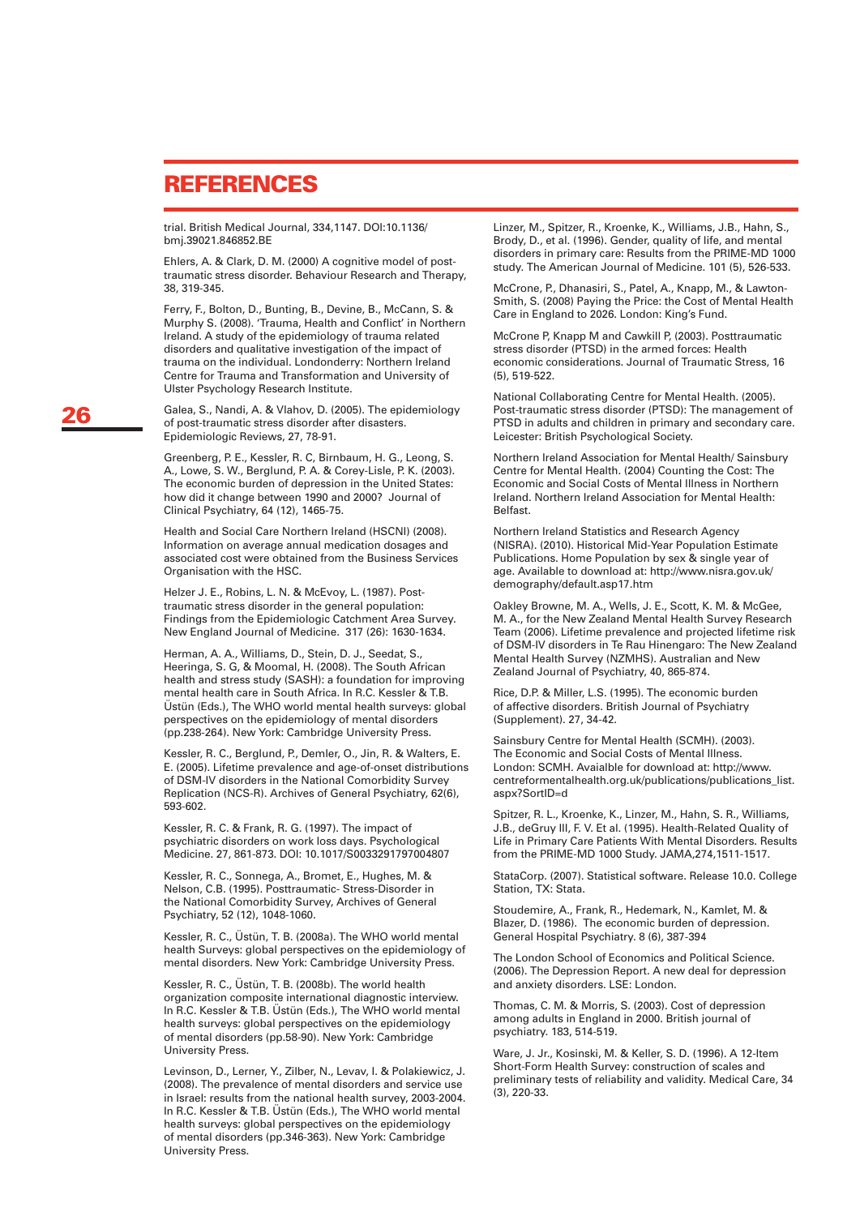## REFERENCES

trial. British Medical Journal, 334,1147. DOI:10.1136/bmj.39021.846852.BE

Ehlers, A. & Clark, D. M. (2000) A cognitive model of post-traumatic stress disorder. Behaviour Research and Therapy, 38, 319-345.

Ferry, F., Bolton, D., Bunting, B., Devine, B., McCann, S. & Murphy S. (2008). 'Trauma, Health and Conflict' in Northern Ireland. A study of the epidemiology of trauma related disorders and qualitative investigation of the impact of trauma on the individual. Londonderry: Northern Ireland Centre for Trauma and Transformation and University of Ulster Psychology Research Institute.

Galea, S., Nandi, A. & Vlahov, D. (2005). The epidemiology of post-traumatic stress disorder after disasters. Epidemiologic Reviews, 27, 78-91.

Greenberg, P. E., Kessler, R. C, Birnbaum, H. G., Leong, S. A., Lowe, S. W., Berglund, P. A. & Corey-Lisle, P. K. (2003). The economic burden of depression in the United States: how did it change between 1990 and 2000? Journal of Clinical Psychiatry, 64 (12), 1465-75.

Health and Social Care Northern Ireland (HSCNI) (2008). Information on average annual medication dosages and associated cost were obtained from the Business Services Organisation with the HSC.

Helzer J. E., Robins, L. N. & McEvoy, L. (1987). Post-traumatic stress disorder in the general population: Findings from the Epidemiologic Catchment Area Survey. New England Journal of Medicine. 317 (26): 1630-1634.

Herman, A. A., Williams, D., Stein, D. J., Seedat, S., Heeringa, S. G, & Moomal, H. (2008). The South African health and stress study (SASH): a foundation for improving mental health care in South Africa. In R.C. Kessler & T.B. Üstün (Eds.), The WHO world mental health surveys: global perspectives on the epidemiology of mental disorders (pp.238-264). New York: Cambridge University Press.

Kessler, R. C., Berglund, P., Demler, O., Jin, R. & Walters, E. E. (2005). Lifetime prevalence and age-of-onset distributions of DSM-IV disorders in the National Comorbidity Survey Replication (NCS-R). Archives of General Psychiatry, 62(6), 593-602.

Kessler, R. C. & Frank, R. G. (1997). The impact of psychiatric disorders on work loss days. Psychological Medicine. 27, 861-873. DOI: 10.1017/S0033291797004807

Kessler, R. C., Sonnega, A., Bromet, E., Hughes, M. & Nelson, C.B. (1995). Posttraumatic- Stress-Disorder in the National Comorbidity Survey, Archives of General Psychiatry, 52 (12), 1048-1060.

Kessler, R. C., Üstün, T. B. (2008a). The WHO world mental health Surveys: global perspectives on the epidemiology of mental disorders. New York: Cambridge University Press.

Kessler, R. C., Üstün, T. B. (2008b). The world health organization composite international diagnostic interview. In R.C. Kessler & T.B. Üstün (Eds.), The WHO world mental health surveys: global perspectives on the epidemiology of mental disorders (pp.58-90). New York: Cambridge University Press.

Levinson, D., Lerner, Y., Zilber, N., Levav, I. & Polakiewicz, J. (2008). The prevalence of mental disorders and service use in Israel: results from the national health survey, 2003-2004. In R.C. Kessler & T.B. Üstün (Eds.), The WHO world mental health surveys: global perspectives on the epidemiology of mental disorders (pp.346-363). New York: Cambridge University Press.

Linzer, M., Spitzer, R., Kroenke, K., Williams, J.B., Hahn, S., Brody, D., et al. (1996). Gender, quality of life, and mental disorders in primary care: Results from the PRIME-MD 1000 study. The American Journal of Medicine. 101 (5), 526-533.

McCrone, P., Dhanasiri, S., Patel, A., Knapp, M., & Lawton-Smith, S. (2008) Paying the Price: the Cost of Mental Health Care in England to 2026. London: King's Fund.

McCrone P, Knapp M and Cawkill P, (2003). Posttraumatic stress disorder (PTSD) in the armed forces: Health economic considerations. Journal of Traumatic Stress, 16 (5), 519-522.

National Collaborating Centre for Mental Health. (2005). Post-traumatic stress disorder (PTSD): The management of PTSD in adults and children in primary and secondary care. Leicester: British Psychological Society.

Northern Ireland Association for Mental Health/ Sainsbury Centre for Mental Health. (2004) Counting the Cost: The Economic and Social Costs of Mental Illness in Northern Ireland. Northern Ireland Association for Mental Health: Belfast.

Northern Ireland Statistics and Research Agency (NISRA). (2010). Historical Mid-Year Population Estimate Publications. Home Population by sex & single year of age. Available to download at: http://www.nisra.gov.uk/demography/default.asp17.htm

Oakley Browne, M. A., Wells, J. E., Scott, K. M. & McGee, M. A., for the New Zealand Mental Health Survey Research Team (2006). Lifetime prevalence and projected lifetime risk of DSM-IV disorders in Te Rau Hinengaro: The New Zealand Mental Health Survey (NZMHS). Australian and New Zealand Journal of Psychiatry, 40, 865-874.

Rice, D.P. & Miller, L.S. (1995). The economic burden of affective disorders. British Journal of Psychiatry (Supplement). 27, 34-42.

Sainsbury Centre for Mental Health (SCMH). (2003). The Economic and Social Costs of Mental Illness. London: SCMH. Avaialble for download at: http://www.centreformentalhealth.org.uk/publications/publications_list.aspx?SortID=d

Spitzer, R. L., Kroenke, K., Linzer, M., Hahn, S. R., Williams, J.B., deGruy III, F. V. Et al. (1995). Health-Related Quality of Life in Primary Care Patients With Mental Disorders. Results from the PRIME-MD 1000 Study. JAMA,274,1511-1517.

StataCorp. (2007). Statistical software. Release 10.0. College Station, TX: Stata.

Stoudemire, A., Frank, R., Hedemark, N., Kamlet, M. & Blazer, D. (1986). The economic burden of depression. General Hospital Psychiatry. 8 (6), 387-394

The London School of Economics and Political Science. (2006). The Depression Report. A new deal for depression and anxiety disorders. LSE: London.

Thomas, C. M. & Morris, S. (2003). Cost of depression among adults in England in 2000. British journal of psychiatry. 183, 514-519.

Ware, J. Jr., Kosinski, M. & Keller, S. D. (1996). A 12-Item Short-Form Health Survey: construction of scales and preliminary tests of reliability and validity. Medical Care, 34 (3), 220-33.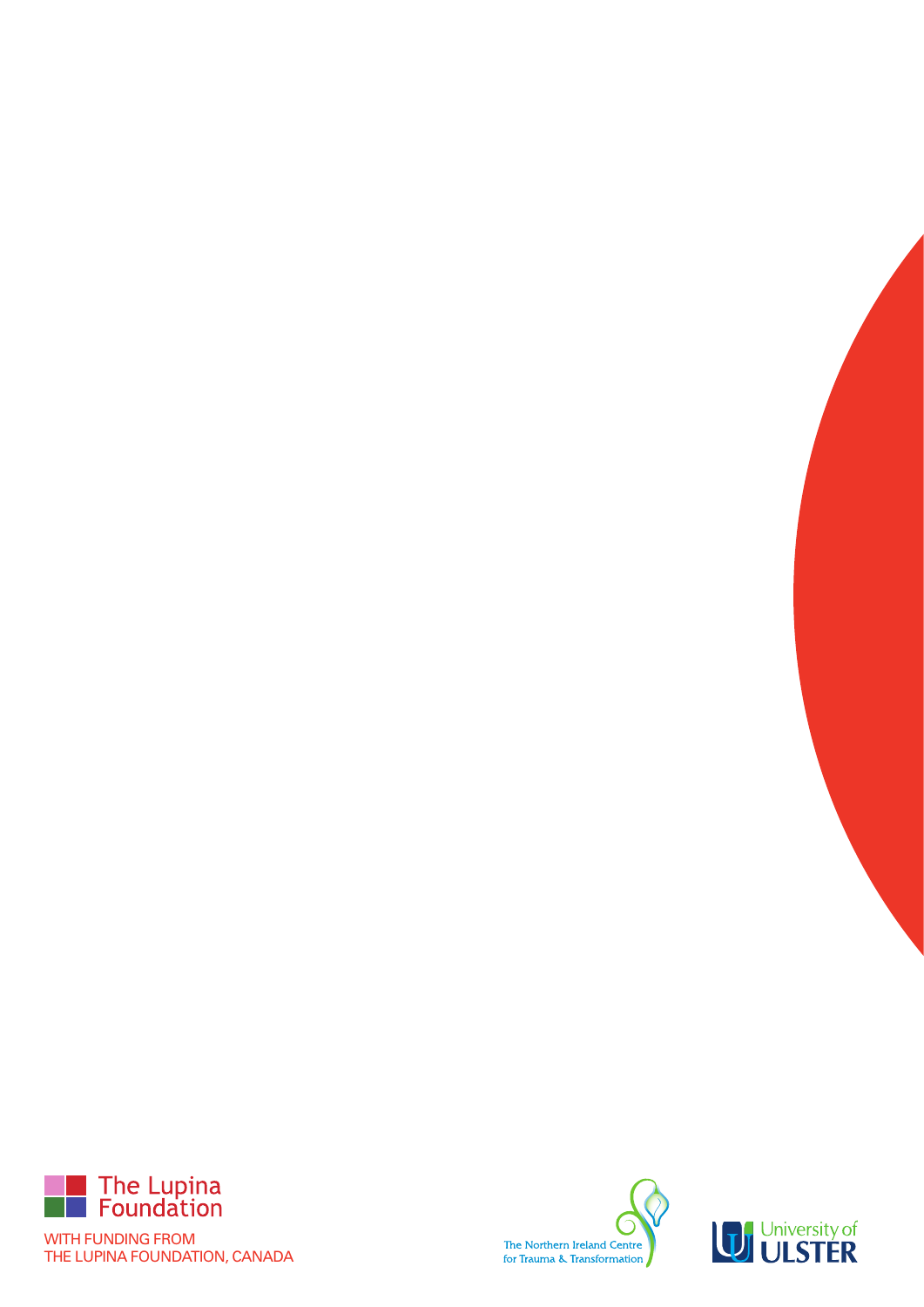The Lupina Foundation

WITH FUNDING FROM
THE LUPINA FOUNDATION, CANADA

The Northern Ireland Centre
for Trauma & Transformation

University of
ULSTER